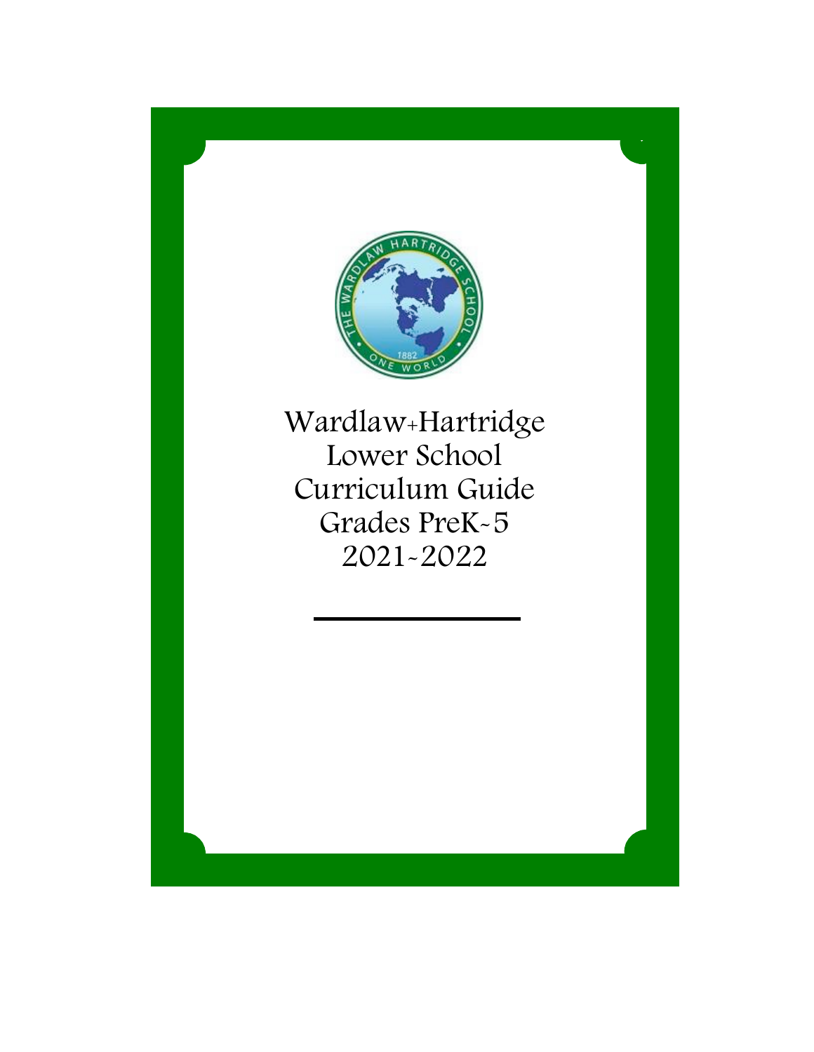# Wardlaw+Hartridge Lower School Curriculum Guide Grades PreK-5 2021-2022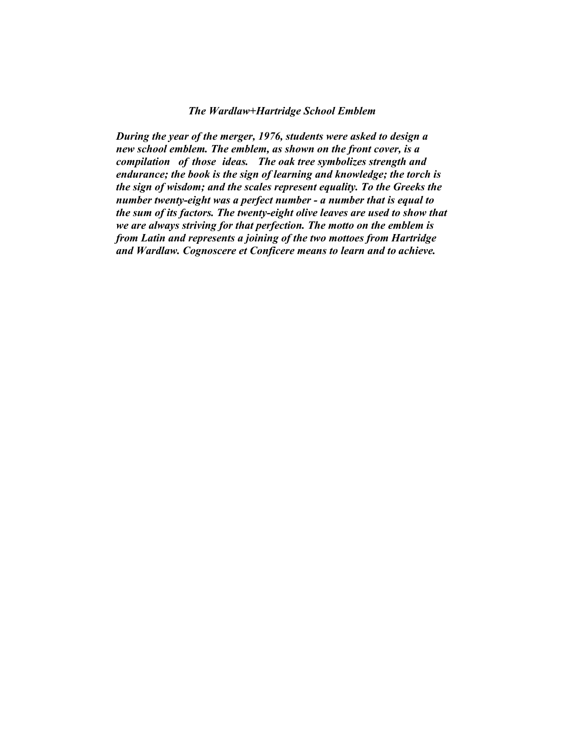## *The Wardlaw+Hartridge School Emblem*

***During the year of the merger, 1976, students were asked to design a new school emblem. The emblem, as shown on the front cover, is a compilation of those ideas. The oak tree symbolizes strength and endurance; the book is the sign of learning and knowledge; the torch is the sign of wisdom; and the scales represent equality. To the Greeks the number twenty-eight was a perfect number - a number that is equal to the sum of its factors. The twenty-eight olive leaves are used to show that we are always striving for that perfection. The motto on the emblem is from Latin and represents a joining of the two mottoes from Hartridge and Wardlaw. Cognoscere et Conficere means to learn and to achieve.***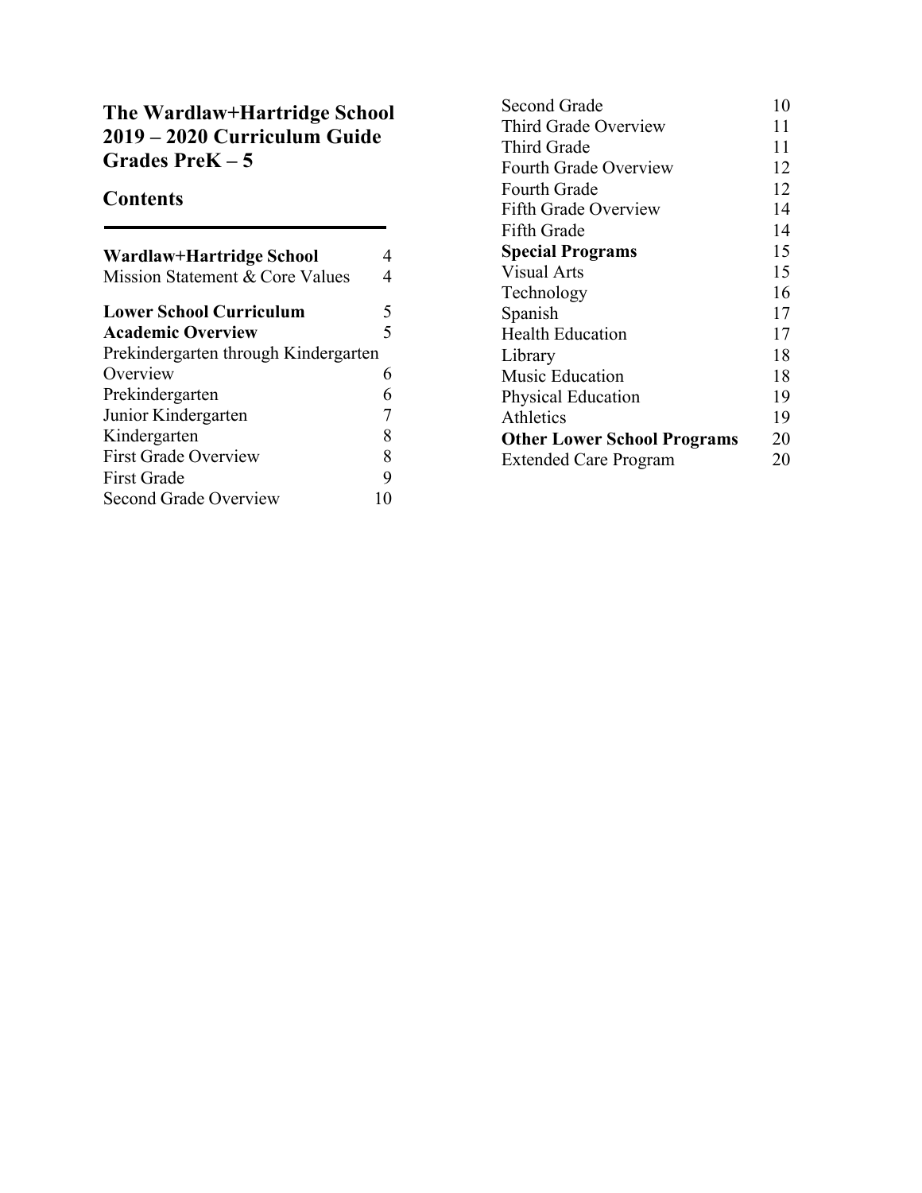# The Wardlaw+Hartridge School 2019 – 2020 Curriculum Guide Grades PreK – 5

## Contents

| | |
|---|---|
| **Wardlaw+Hartridge School** | 4 |
| Mission Statement & Core Values | 4 |
| **Lower School Curriculum** | 5 |
| **Academic Overview** | 5 |
| Prekindergarten through Kindergarten Overview | 6 |
| Prekindergarten | 6 |
| Junior Kindergarten | 7 |
| Kindergarten | 8 |
| First Grade Overview | 8 |
| First Grade | 9 |
| Second Grade Overview | 10 |
| Second Grade | 10 |
| Third Grade Overview | 11 |
| Third Grade | 11 |
| Fourth Grade Overview | 12 |
| Fourth Grade | 12 |
| Fifth Grade Overview | 14 |
| Fifth Grade | 14 |
| **Special Programs** | 15 |
| Visual Arts | 15 |
| Technology | 16 |
| Spanish | 17 |
| Health Education | 17 |
| Library | 18 |
| Music Education | 18 |
| Physical Education | 19 |
| Athletics | 19 |
| **Other Lower School Programs** | 20 |
| Extended Care Program | 20 |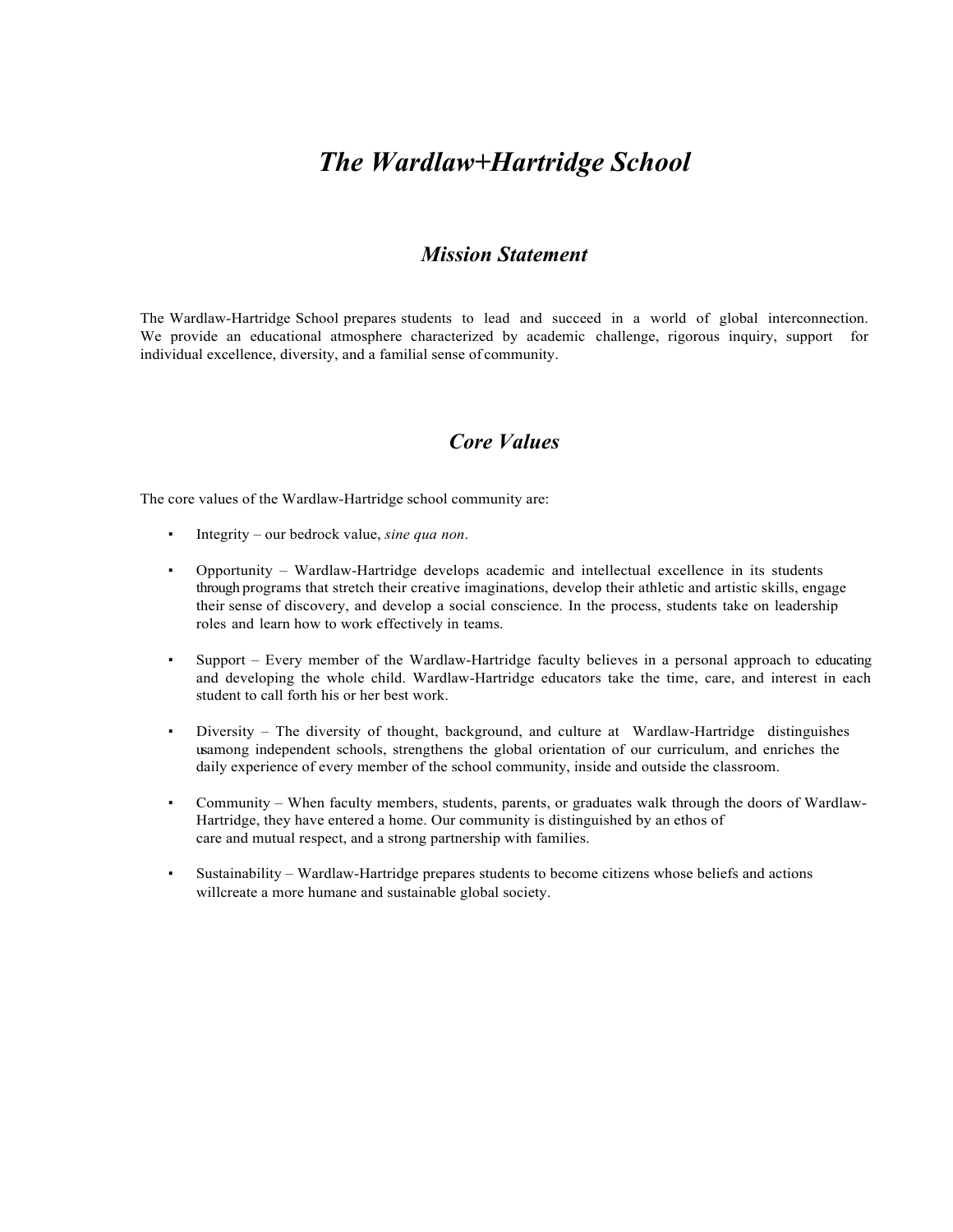# *The Wardlaw+Hartridge School*

## *Mission Statement*

The Wardlaw-Hartridge School prepares students to lead and succeed in a world of global interconnection. We provide an educational atmosphere characterized by academic challenge, rigorous inquiry, support for individual excellence, diversity, and a familial sense of community.

## *Core Values*

The core values of the Wardlaw-Hartridge school community are:

- Integrity – our bedrock value, *sine qua non*.
- Opportunity – Wardlaw-Hartridge develops academic and intellectual excellence in its students through programs that stretch their creative imaginations, develop their athletic and artistic skills, engage their sense of discovery, and develop a social conscience. In the process, students take on leadership roles and learn how to work effectively in teams.
- Support – Every member of the Wardlaw-Hartridge faculty believes in a personal approach to educating and developing the whole child. Wardlaw-Hartridge educators take the time, care, and interest in each student to call forth his or her best work.
- Diversity – The diversity of thought, background, and culture at Wardlaw-Hartridge distinguishes us among independent schools, strengthens the global orientation of our curriculum, and enriches the daily experience of every member of the school community, inside and outside the classroom.
- Community – When faculty members, students, parents, or graduates walk through the doors of Wardlaw-Hartridge, they have entered a home. Our community is distinguished by an ethos of care and mutual respect, and a strong partnership with families.
- Sustainability – Wardlaw-Hartridge prepares students to become citizens whose beliefs and actions will create a more humane and sustainable global society.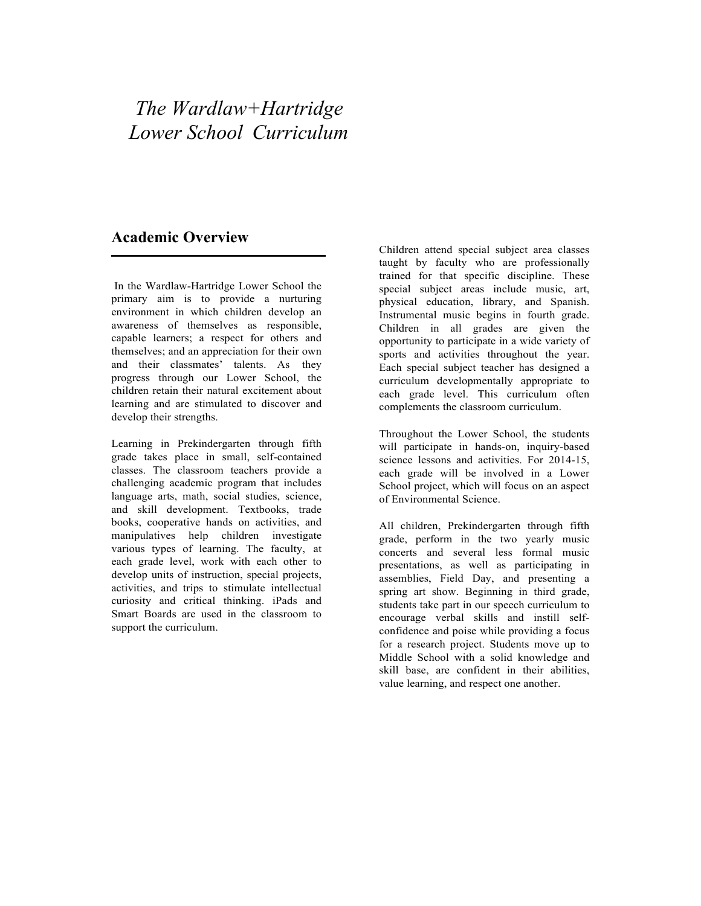# *The Wardlaw+Hartridge Lower School Curriculum*

## Academic Overview

In the Wardlaw-Hartridge Lower School the primary aim is to provide a nurturing environment in which children develop an awareness of themselves as responsible, capable learners; a respect for others and themselves; and an appreciation for their own and their classmates' talents. As they progress through our Lower School, the children retain their natural excitement about learning and are stimulated to discover and develop their strengths.

Learning in Prekindergarten through fifth grade takes place in small, self-contained classes. The classroom teachers provide a challenging academic program that includes language arts, math, social studies, science, and skill development. Textbooks, trade books, cooperative hands on activities, and manipulatives help children investigate various types of learning. The faculty, at each grade level, work with each other to develop units of instruction, special projects, activities, and trips to stimulate intellectual curiosity and critical thinking. iPads and Smart Boards are used in the classroom to support the curriculum.

Children attend special subject area classes taught by faculty who are professionally trained for that specific discipline. These special subject areas include music, art, physical education, library, and Spanish. Instrumental music begins in fourth grade. Children in all grades are given the opportunity to participate in a wide variety of sports and activities throughout the year. Each special subject teacher has designed a curriculum developmentally appropriate to each grade level. This curriculum often complements the classroom curriculum.

Throughout the Lower School, the students will participate in hands-on, inquiry-based science lessons and activities. For 2014-15, each grade will be involved in a Lower School project, which will focus on an aspect of Environmental Science.

All children, Prekindergarten through fifth grade, perform in the two yearly music concerts and several less formal music presentations, as well as participating in assemblies, Field Day, and presenting a spring art show. Beginning in third grade, students take part in our speech curriculum to encourage verbal skills and instill self-confidence and poise while providing a focus for a research project. Students move up to Middle School with a solid knowledge and skill base, are confident in their abilities, value learning, and respect one another.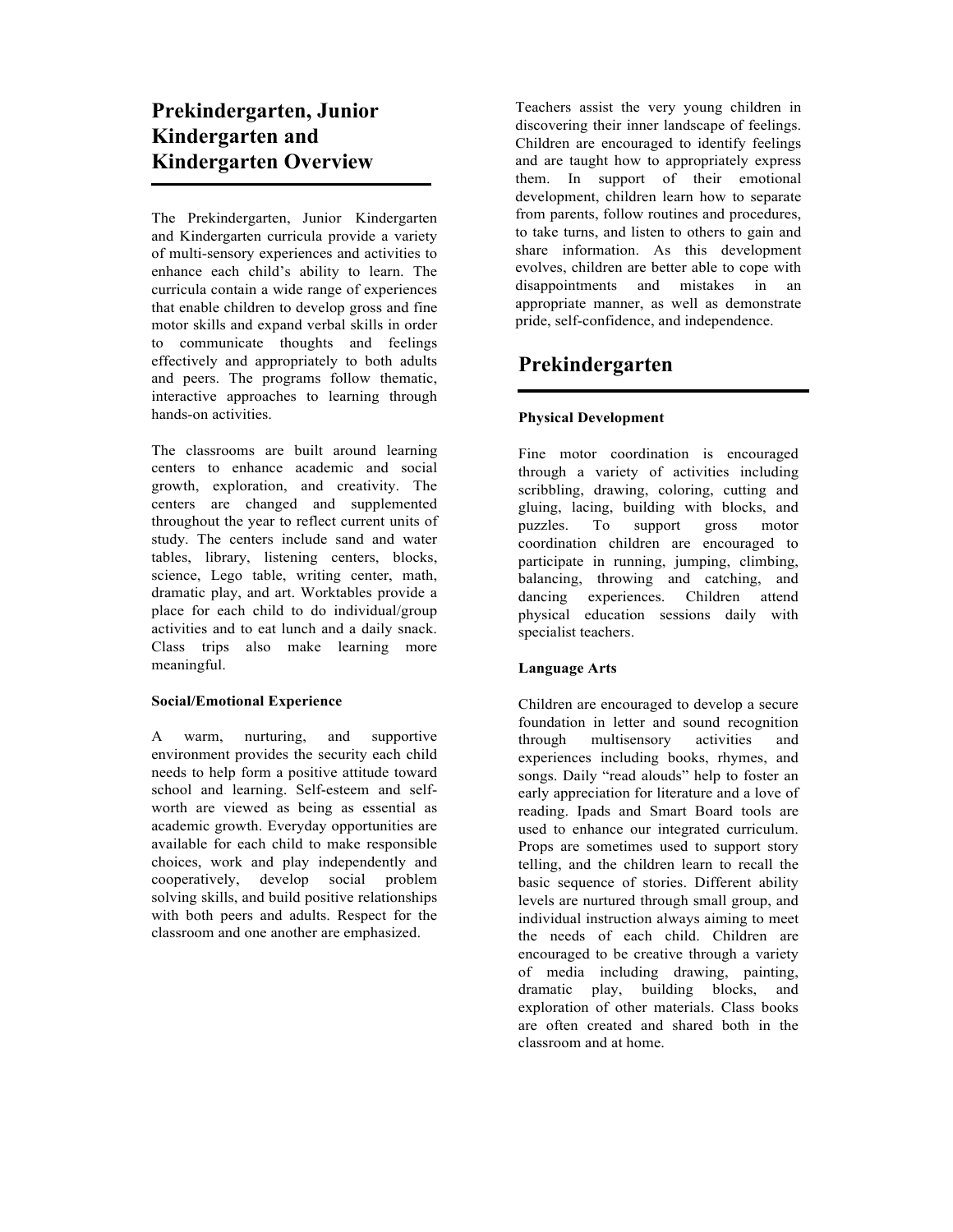# Prekindergarten, Junior Kindergarten and Kindergarten Overview

The Prekindergarten, Junior Kindergarten and Kindergarten curricula provide a variety of multi-sensory experiences and activities to enhance each child's ability to learn. The curricula contain a wide range of experiences that enable children to develop gross and fine motor skills and expand verbal skills in order to communicate thoughts and feelings effectively and appropriately to both adults and peers. The programs follow thematic, interactive approaches to learning through hands-on activities.

The classrooms are built around learning centers to enhance academic and social growth, exploration, and creativity. The centers are changed and supplemented throughout the year to reflect current units of study. The centers include sand and water tables, library, listening centers, blocks, science, Lego table, writing center, math, dramatic play, and art. Worktables provide a place for each child to do individual/group activities and to eat lunch and a daily snack. Class trips also make learning more meaningful.

### Social/Emotional Experience

A warm, nurturing, and supportive environment provides the security each child needs to help form a positive attitude toward school and learning. Self-esteem and self-worth are viewed as being as essential as academic growth. Everyday opportunities are available for each child to make responsible choices, work and play independently and cooperatively, develop social problem solving skills, and build positive relationships with both peers and adults. Respect for the classroom and one another are emphasized.

Teachers assist the very young children in discovering their inner landscape of feelings. Children are encouraged to identify feelings and are taught how to appropriately express them. In support of their emotional development, children learn how to separate from parents, follow routines and procedures, to take turns, and listen to others to gain and share information. As this development evolves, children are better able to cope with disappointments and mistakes in an appropriate manner, as well as demonstrate pride, self-confidence, and independence.

## Prekindergarten

### Physical Development

Fine motor coordination is encouraged through a variety of activities including scribbling, drawing, coloring, cutting and gluing, lacing, building with blocks, and puzzles. To support gross motor coordination children are encouraged to participate in running, jumping, climbing, balancing, throwing and catching, and dancing experiences. Children attend physical education sessions daily with specialist teachers.

### Language Arts

Children are encouraged to develop a secure foundation in letter and sound recognition through multisensory activities and experiences including books, rhymes, and songs. Daily "read alouds" help to foster an early appreciation for literature and a love of reading. Ipads and Smart Board tools are used to enhance our integrated curriculum. Props are sometimes used to support story telling, and the children learn to recall the basic sequence of stories. Different ability levels are nurtured through small group, and individual instruction always aiming to meet the needs of each child. Children are encouraged to be creative through a variety of media including drawing, painting, dramatic play, building blocks, and exploration of other materials. Class books are often created and shared both in the classroom and at home.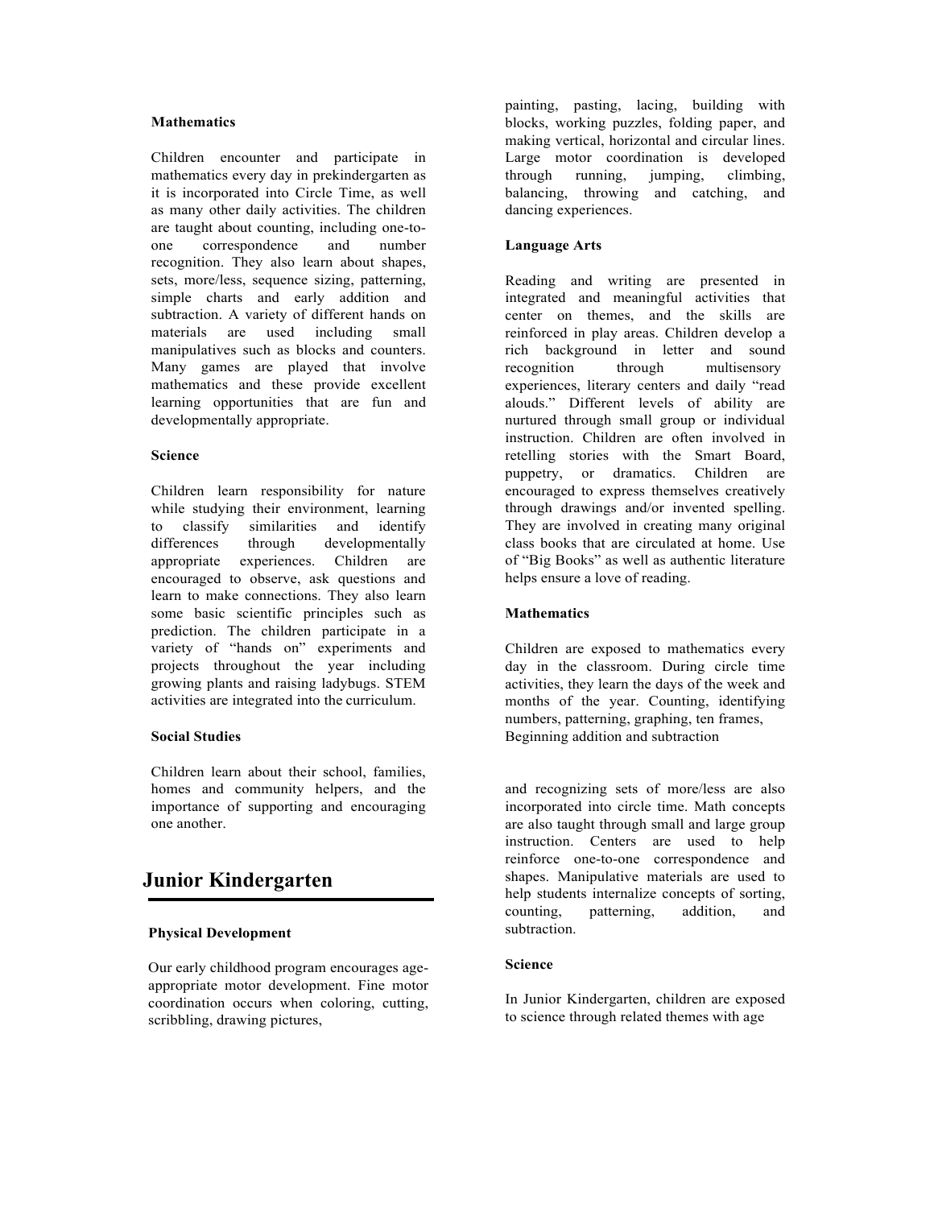### Mathematics

Children encounter and participate in mathematics every day in prekindergarten as it is incorporated into Circle Time, as well as many other daily activities. The children are taught about counting, including one-to-one correspondence and number recognition. They also learn about shapes, sets, more/less, sequence sizing, patterning, simple charts and early addition and subtraction. A variety of different hands on materials are used including small manipulatives such as blocks and counters. Many games are played that involve mathematics and these provide excellent learning opportunities that are fun and developmentally appropriate.

### Science

Children learn responsibility for nature while studying their environment, learning to classify similarities and identify differences through developmentally appropriate experiences. Children are encouraged to observe, ask questions and learn to make connections. They also learn some basic scientific principles such as prediction. The children participate in a variety of "hands on" experiments and projects throughout the year including growing plants and raising ladybugs. STEM activities are integrated into the curriculum.

### Social Studies

Children learn about their school, families, homes and community helpers, and the importance of supporting and encouraging one another.

## Junior Kindergarten

### Physical Development

Our early childhood program encourages age-appropriate motor development. Fine motor coordination occurs when coloring, cutting, scribbling, drawing pictures, painting, pasting, lacing, building with blocks, working puzzles, folding paper, and making vertical, horizontal and circular lines. Large motor coordination is developed through running, jumping, climbing, balancing, throwing and catching, and dancing experiences.

### Language Arts

Reading and writing are presented in integrated and meaningful activities that center on themes, and the skills are reinforced in play areas. Children develop a rich background in letter and sound recognition through multisensory experiences, literary centers and daily "read alouds." Different levels of ability are nurtured through small group or individual instruction. Children are often involved in retelling stories with the Smart Board, puppetry, or dramatics. Children are encouraged to express themselves creatively through drawings and/or invented spelling. They are involved in creating many original class books that are circulated at home. Use of "Big Books" as well as authentic literature helps ensure a love of reading.

### Mathematics

Children are exposed to mathematics every day in the classroom. During circle time activities, they learn the days of the week and months of the year. Counting, identifying numbers, patterning, graphing, ten frames, Beginning addition and subtraction and recognizing sets of more/less are also incorporated into circle time. Math concepts are also taught through small and large group instruction. Centers are used to help reinforce one-to-one correspondence and shapes. Manipulative materials are used to help students internalize concepts of sorting, counting, patterning, addition, and subtraction.

### Science

In Junior Kindergarten, children are exposed to science through related themes with age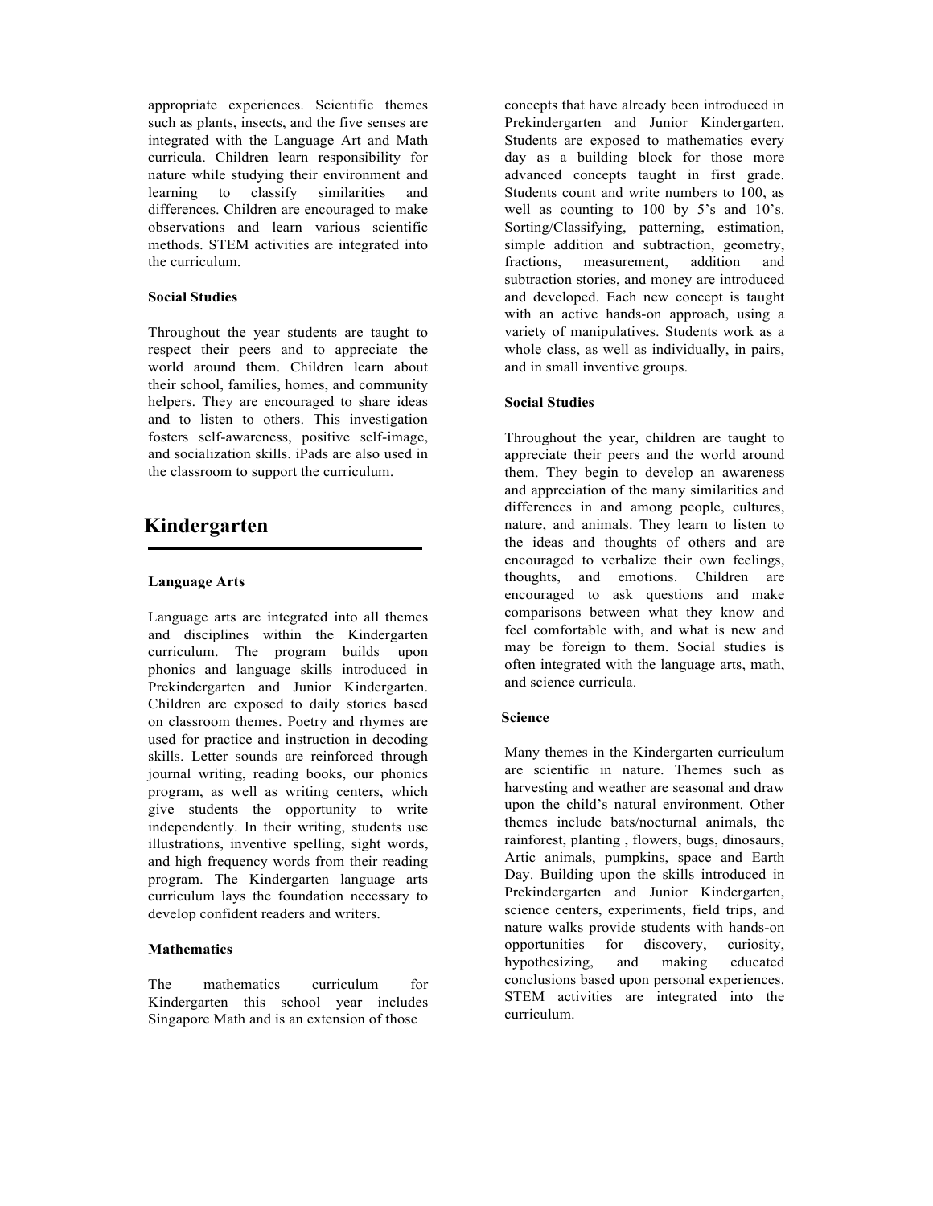appropriate experiences. Scientific themes such as plants, insects, and the five senses are integrated with the Language Art and Math curricula. Children learn responsibility for nature while studying their environment and learning to classify similarities and differences. Children are encouraged to make observations and learn various scientific methods. STEM activities are integrated into the curriculum.

**Social Studies**

Throughout the year students are taught to respect their peers and to appreciate the world around them. Children learn about their school, families, homes, and community helpers. They are encouraged to share ideas and to listen to others. This investigation fosters self-awareness, positive self-image, and socialization skills. iPads are also used in the classroom to support the curriculum.

## Kindergarten

**Language Arts**

Language arts are integrated into all themes and disciplines within the Kindergarten curriculum. The program builds upon phonics and language skills introduced in Prekindergarten and Junior Kindergarten. Children are exposed to daily stories based on classroom themes. Poetry and rhymes are used for practice and instruction in decoding skills. Letter sounds are reinforced through journal writing, reading books, our phonics program, as well as writing centers, which give students the opportunity to write independently. In their writing, students use illustrations, inventive spelling, sight words, and high frequency words from their reading program. The Kindergarten language arts curriculum lays the foundation necessary to develop confident readers and writers.

**Mathematics**

The mathematics curriculum for Kindergarten this school year includes Singapore Math and is an extension of those concepts that have already been introduced in Prekindergarten and Junior Kindergarten. Students are exposed to mathematics every day as a building block for those more advanced concepts taught in first grade. Students count and write numbers to 100, as well as counting to 100 by 5's and 10's. Sorting/Classifying, patterning, estimation, simple addition and subtraction, geometry, fractions, measurement, addition and subtraction stories, and money are introduced and developed. Each new concept is taught with an active hands-on approach, using a variety of manipulatives. Students work as a whole class, as well as individually, in pairs, and in small inventive groups.

**Social Studies**

Throughout the year, children are taught to appreciate their peers and the world around them. They begin to develop an awareness and appreciation of the many similarities and differences in and among people, cultures, nature, and animals. They learn to listen to the ideas and thoughts of others and are encouraged to verbalize their own feelings, thoughts, and emotions. Children are encouraged to ask questions and make comparisons between what they know and feel comfortable with, and what is new and may be foreign to them. Social studies is often integrated with the language arts, math, and science curricula.

**Science**

Many themes in the Kindergarten curriculum are scientific in nature. Themes such as harvesting and weather are seasonal and draw upon the child's natural environment. Other themes include bats/nocturnal animals, the rainforest, planting , flowers, bugs, dinosaurs, Artic animals, pumpkins, space and Earth Day. Building upon the skills introduced in Prekindergarten and Junior Kindergarten, science centers, experiments, field trips, and nature walks provide students with hands-on opportunities for discovery, curiosity, hypothesizing, and making educated conclusions based upon personal experiences. STEM activities are integrated into the curriculum.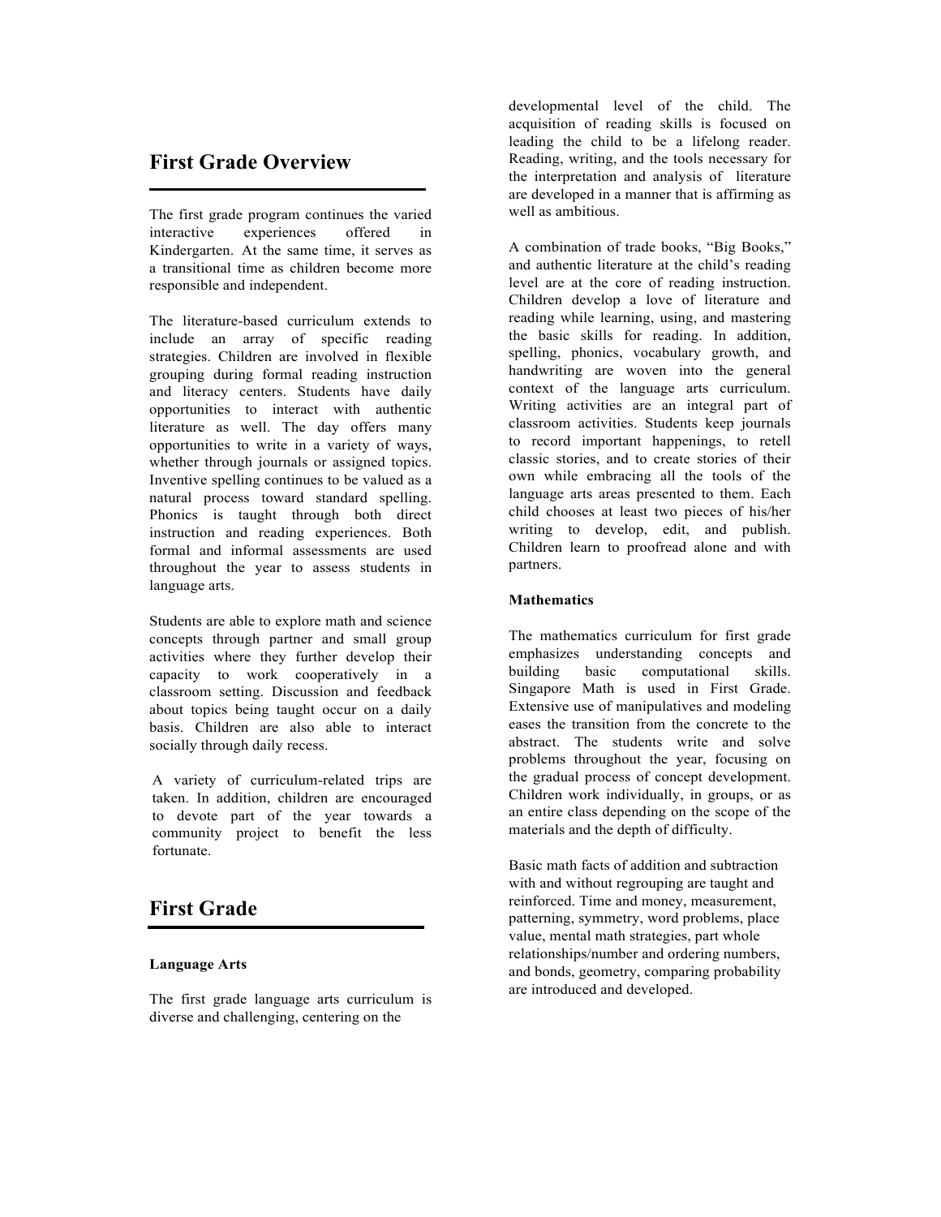# First Grade Overview

The first grade program continues the varied interactive experiences offered in Kindergarten. At the same time, it serves as a transitional time as children become more responsible and independent.

The literature-based curriculum extends to include an array of specific reading strategies. Children are involved in flexible grouping during formal reading instruction and literacy centers. Students have daily opportunities to interact with authentic literature as well. The day offers many opportunities to write in a variety of ways, whether through journals or assigned topics. Inventive spelling continues to be valued as a natural process toward standard spelling. Phonics is taught through both direct instruction and reading experiences. Both formal and informal assessments are used throughout the year to assess students in language arts.

Students are able to explore math and science concepts through partner and small group activities where they further develop their capacity to work cooperatively in a classroom setting. Discussion and feedback about topics being taught occur on a daily basis. Children are also able to interact socially through daily recess.

A variety of curriculum-related trips are taken. In addition, children are encouraged to devote part of the year towards a community project to benefit the less fortunate.

# First Grade

### Language Arts

The first grade language arts curriculum is diverse and challenging, centering on the developmental level of the child. The acquisition of reading skills is focused on leading the child to be a lifelong reader. Reading, writing, and the tools necessary for the interpretation and analysis of literature are developed in a manner that is affirming as well as ambitious.

A combination of trade books, "Big Books," and authentic literature at the child's reading level are at the core of reading instruction. Children develop a love of literature and reading while learning, using, and mastering the basic skills for reading. In addition, spelling, phonics, vocabulary growth, and handwriting are woven into the general context of the language arts curriculum. Writing activities are an integral part of classroom activities. Students keep journals to record important happenings, to retell classic stories, and to create stories of their own while embracing all the tools of the language arts areas presented to them. Each child chooses at least two pieces of his/her writing to develop, edit, and publish. Children learn to proofread alone and with partners.

### Mathematics

The mathematics curriculum for first grade emphasizes understanding concepts and building basic computational skills. Singapore Math is used in First Grade. Extensive use of manipulatives and modeling eases the transition from the concrete to the abstract. The students write and solve problems throughout the year, focusing on the gradual process of concept development. Children work individually, in groups, or as an entire class depending on the scope of the materials and the depth of difficulty.

Basic math facts of addition and subtraction with and without regrouping are taught and reinforced. Time and money, measurement, patterning, symmetry, word problems, place value, mental math strategies, part whole relationships/number and ordering numbers, and bonds, geometry, comparing probability are introduced and developed.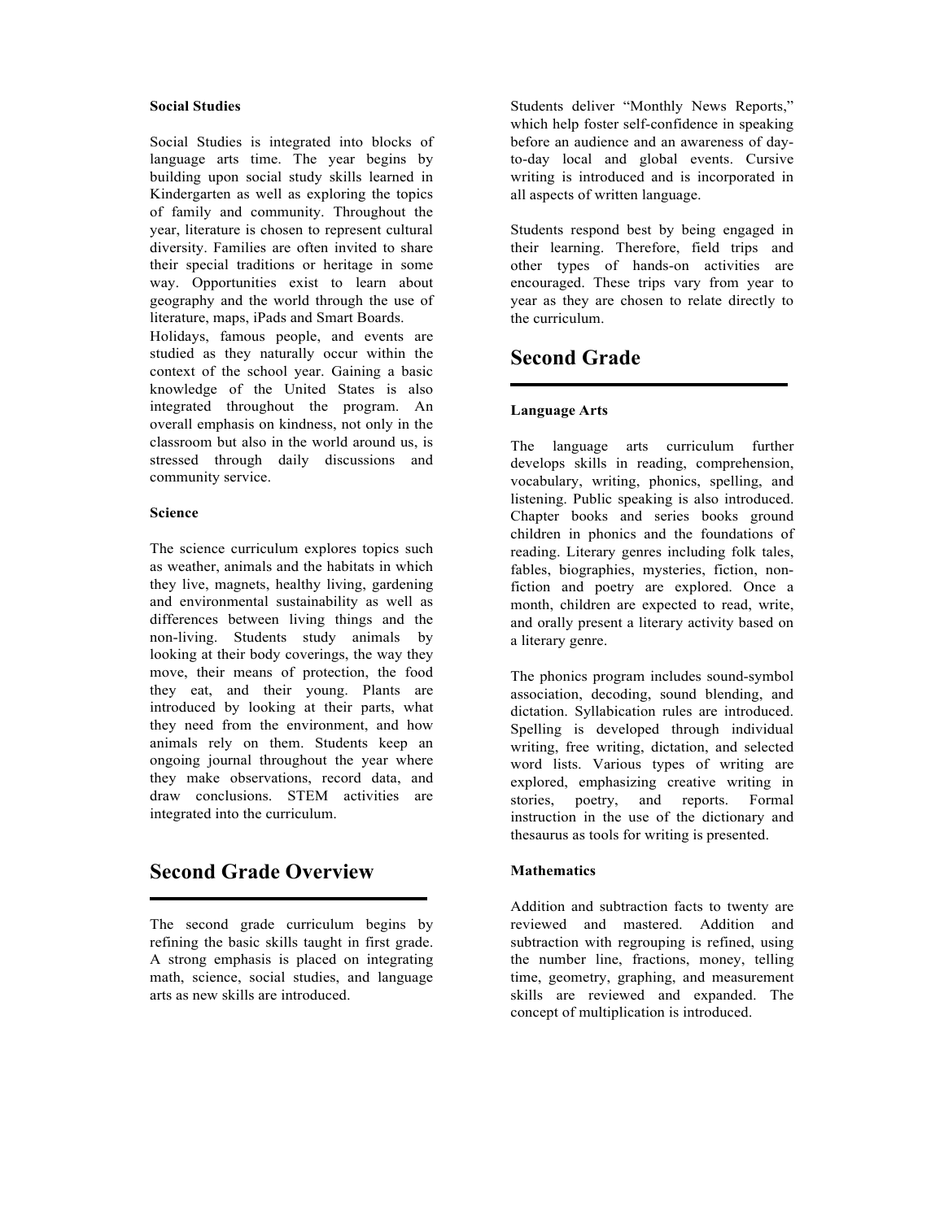**Social Studies**

Social Studies is integrated into blocks of language arts time. The year begins by building upon social study skills learned in Kindergarten as well as exploring the topics of family and community. Throughout the year, literature is chosen to represent cultural diversity. Families are often invited to share their special traditions or heritage in some way. Opportunities exist to learn about geography and the world through the use of literature, maps, iPads and Smart Boards. Holidays, famous people, and events are studied as they naturally occur within the context of the school year. Gaining a basic knowledge of the United States is also integrated throughout the program. An overall emphasis on kindness, not only in the classroom but also in the world around us, is stressed through daily discussions and community service.

**Science**

The science curriculum explores topics such as weather, animals and the habitats in which they live, magnets, healthy living, gardening and environmental sustainability as well as differences between living things and the non-living. Students study animals by looking at their body coverings, the way they move, their means of protection, the food they eat, and their young. Plants are introduced by looking at their parts, what they need from the environment, and how animals rely on them. Students keep an ongoing journal throughout the year where they make observations, record data, and draw conclusions. STEM activities are integrated into the curriculum.

## Second Grade Overview

The second grade curriculum begins by refining the basic skills taught in first grade. A strong emphasis is placed on integrating math, science, social studies, and language arts as new skills are introduced.

Students deliver "Monthly News Reports," which help foster self-confidence in speaking before an audience and an awareness of day-to-day local and global events. Cursive writing is introduced and is incorporated in all aspects of written language.

Students respond best by being engaged in their learning. Therefore, field trips and other types of hands-on activities are encouraged. These trips vary from year to year as they are chosen to relate directly to the curriculum.

## Second Grade

**Language Arts**

The language arts curriculum further develops skills in reading, comprehension, vocabulary, writing, phonics, spelling, and listening. Public speaking is also introduced. Chapter books and series books ground children in phonics and the foundations of reading. Literary genres including folk tales, fables, biographies, mysteries, fiction, non-fiction and poetry are explored. Once a month, children are expected to read, write, and orally present a literary activity based on a literary genre.

The phonics program includes sound-symbol association, decoding, sound blending, and dictation. Syllabication rules are introduced. Spelling is developed through individual writing, free writing, dictation, and selected word lists. Various types of writing are explored, emphasizing creative writing in stories, poetry, and reports. Formal instruction in the use of the dictionary and thesaurus as tools for writing is presented.

**Mathematics**

Addition and subtraction facts to twenty are reviewed and mastered. Addition and subtraction with regrouping is refined, using the number line, fractions, money, telling time, geometry, graphing, and measurement skills are reviewed and expanded. The concept of multiplication is introduced.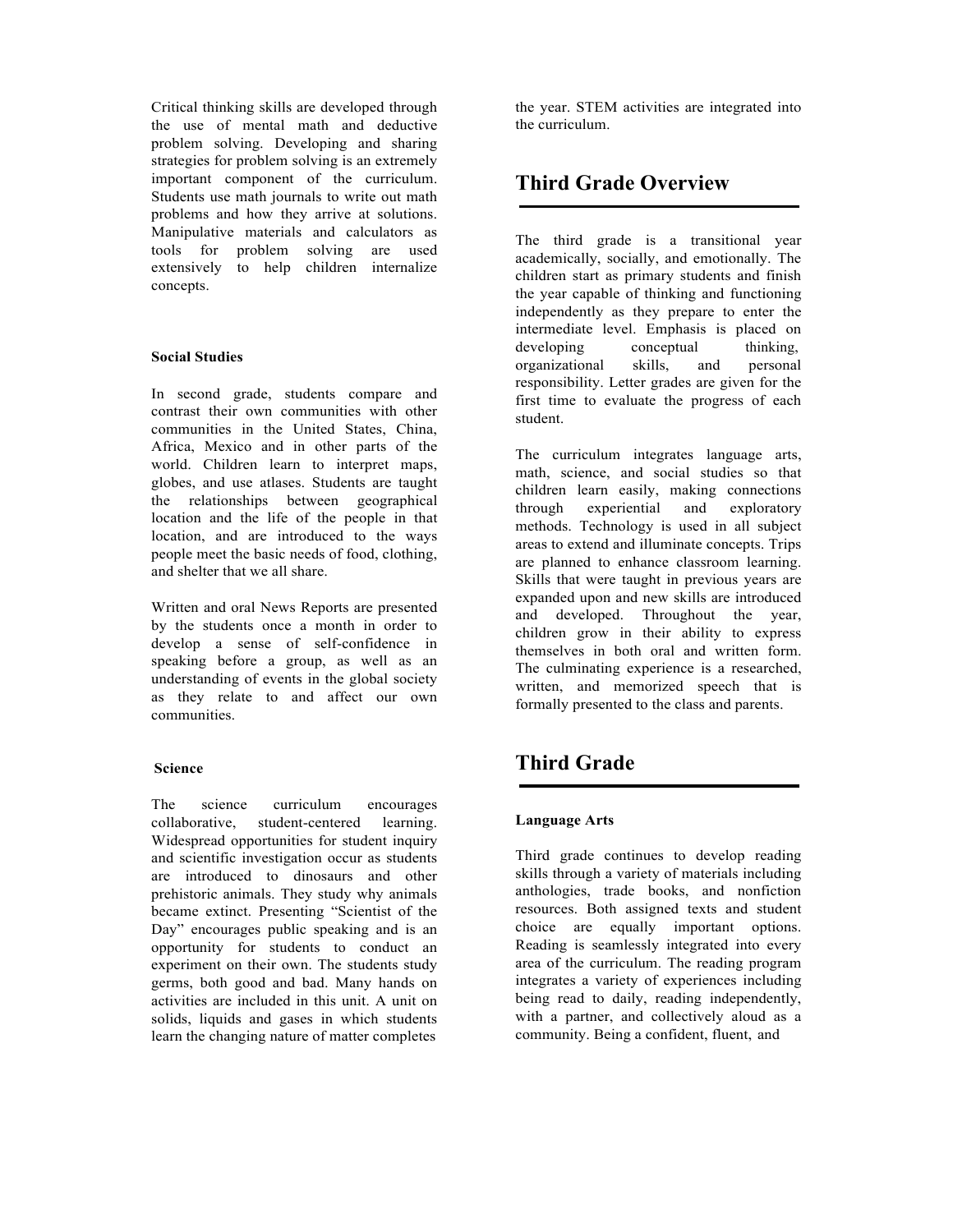Critical thinking skills are developed through the use of mental math and deductive problem solving. Developing and sharing strategies for problem solving is an extremely important component of the curriculum. Students use math journals to write out math problems and how they arrive at solutions. Manipulative materials and calculators as tools for problem solving are used extensively to help children internalize concepts.

**Social Studies**

In second grade, students compare and contrast their own communities with other communities in the United States, China, Africa, Mexico and in other parts of the world. Children learn to interpret maps, globes, and use atlases. Students are taught the relationships between geographical location and the life of the people in that location, and are introduced to the ways people meet the basic needs of food, clothing, and shelter that we all share.

Written and oral News Reports are presented by the students once a month in order to develop a sense of self-confidence in speaking before a group, as well as an understanding of events in the global society as they relate to and affect our own communities.

**Science**

The science curriculum encourages collaborative, student-centered learning. Widespread opportunities for student inquiry and scientific investigation occur as students are introduced to dinosaurs and other prehistoric animals. They study why animals became extinct. Presenting "Scientist of the Day" encourages public speaking and is an opportunity for students to conduct an experiment on their own. The students study germs, both good and bad. Many hands on activities are included in this unit. A unit on solids, liquids and gases in which students learn the changing nature of matter completes the year. STEM activities are integrated into the curriculum.

## Third Grade Overview

The third grade is a transitional year academically, socially, and emotionally. The children start as primary students and finish the year capable of thinking and functioning independently as they prepare to enter the intermediate level. Emphasis is placed on developing conceptual thinking, organizational skills, and personal responsibility. Letter grades are given for the first time to evaluate the progress of each student.

The curriculum integrates language arts, math, science, and social studies so that children learn easily, making connections through experiential and exploratory methods. Technology is used in all subject areas to extend and illuminate concepts. Trips are planned to enhance classroom learning. Skills that were taught in previous years are expanded upon and new skills are introduced and developed. Throughout the year, children grow in their ability to express themselves in both oral and written form. The culminating experience is a researched, written, and memorized speech that is formally presented to the class and parents.

## Third Grade

**Language Arts**

Third grade continues to develop reading skills through a variety of materials including anthologies, trade books, and nonfiction resources. Both assigned texts and student choice are equally important options. Reading is seamlessly integrated into every area of the curriculum. The reading program integrates a variety of experiences including being read to daily, reading independently, with a partner, and collectively aloud as a community. Being a confident, fluent, and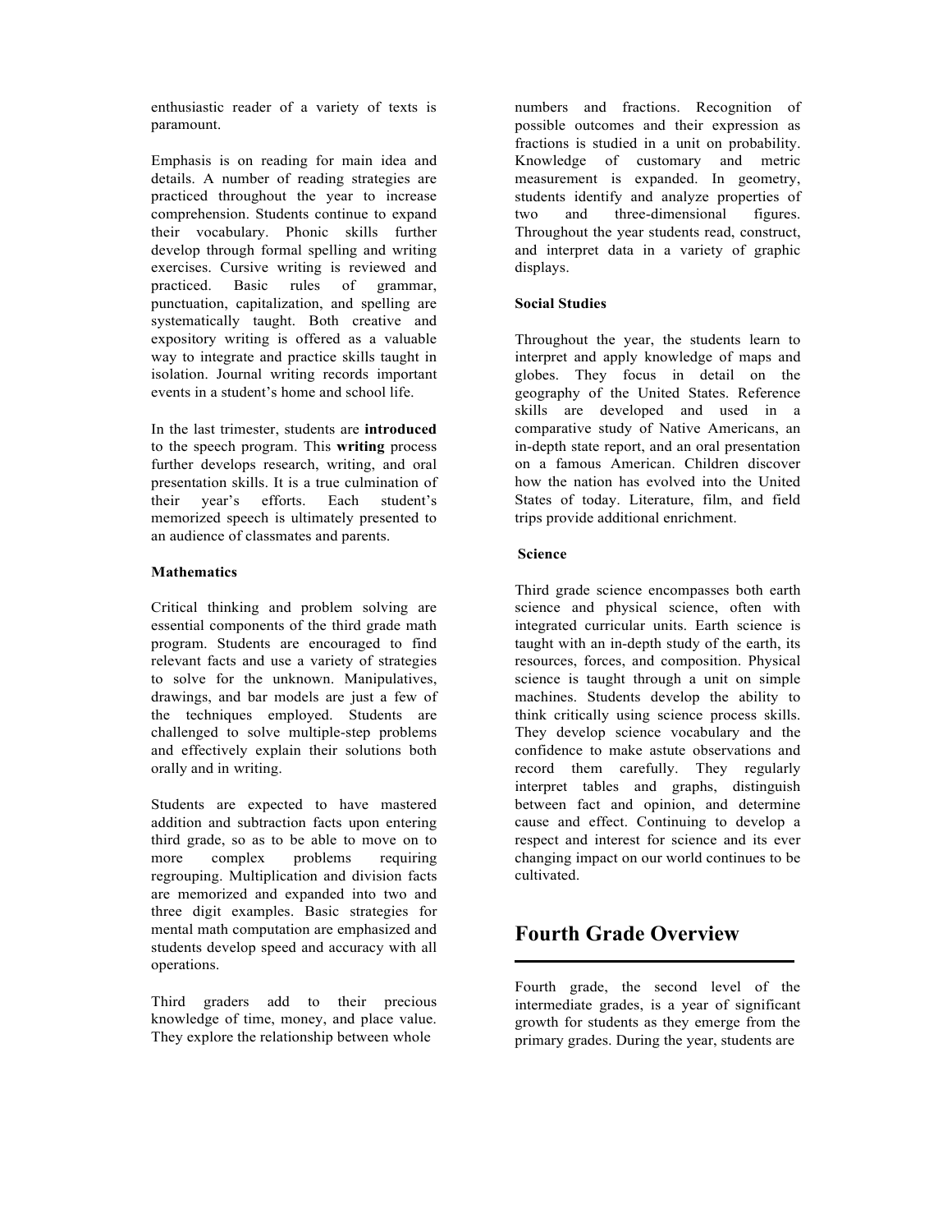enthusiastic reader of a variety of texts is paramount.

Emphasis is on reading for main idea and details. A number of reading strategies are practiced throughout the year to increase comprehension. Students continue to expand their vocabulary. Phonic skills further develop through formal spelling and writing exercises. Cursive writing is reviewed and practiced. Basic rules of grammar, punctuation, capitalization, and spelling are systematically taught. Both creative and expository writing is offered as a valuable way to integrate and practice skills taught in isolation. Journal writing records important events in a student's home and school life.

In the last trimester, students are **introduced** to the speech program. This **writing** process further develops research, writing, and oral presentation skills. It is a true culmination of their year's efforts. Each student's memorized speech is ultimately presented to an audience of classmates and parents.

**Mathematics**

Critical thinking and problem solving are essential components of the third grade math program. Students are encouraged to find relevant facts and use a variety of strategies to solve for the unknown. Manipulatives, drawings, and bar models are just a few of the techniques employed. Students are challenged to solve multiple-step problems and effectively explain their solutions both orally and in writing.

Students are expected to have mastered addition and subtraction facts upon entering third grade, so as to be able to move on to more complex problems requiring regrouping. Multiplication and division facts are memorized and expanded into two and three digit examples. Basic strategies for mental math computation are emphasized and students develop speed and accuracy with all operations.

Third graders add to their precious knowledge of time, money, and place value. They explore the relationship between whole numbers and fractions. Recognition of possible outcomes and their expression as fractions is studied in a unit on probability. Knowledge of customary and metric measurement is expanded. In geometry, students identify and analyze properties of two and three-dimensional figures. Throughout the year students read, construct, and interpret data in a variety of graphic displays.

**Social Studies**

Throughout the year, the students learn to interpret and apply knowledge of maps and globes. They focus in detail on the geography of the United States. Reference skills are developed and used in a comparative study of Native Americans, an in-depth state report, and an oral presentation on a famous American. Children discover how the nation has evolved into the United States of today. Literature, film, and field trips provide additional enrichment.

**Science**

Third grade science encompasses both earth science and physical science, often with integrated curricular units. Earth science is taught with an in-depth study of the earth, its resources, forces, and composition. Physical science is taught through a unit on simple machines. Students develop the ability to think critically using science process skills. They develop science vocabulary and the confidence to make astute observations and record them carefully. They regularly interpret tables and graphs, distinguish between fact and opinion, and determine cause and effect. Continuing to develop a respect and interest for science and its ever changing impact on our world continues to be cultivated.

# Fourth Grade Overview

Fourth grade, the second level of the intermediate grades, is a year of significant growth for students as they emerge from the primary grades. During the year, students are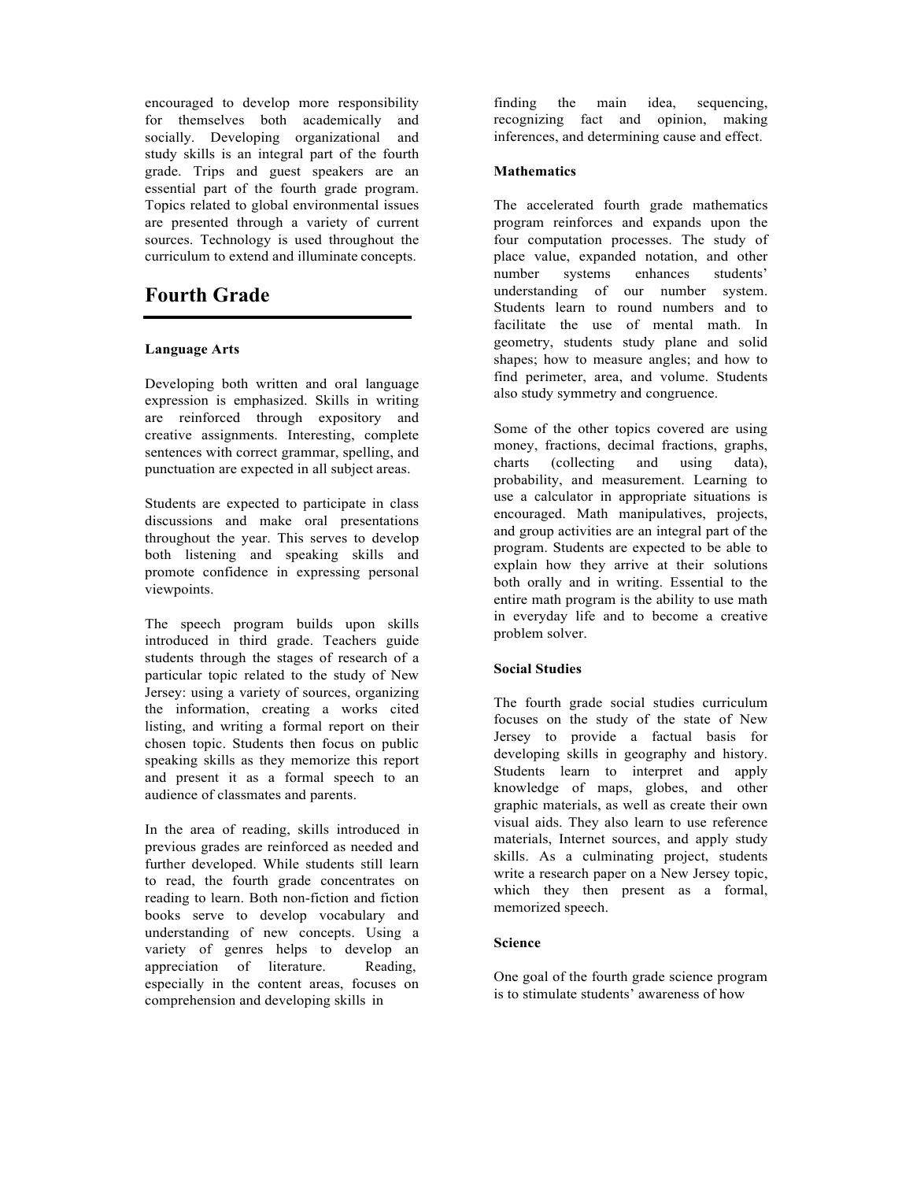encouraged to develop more responsibility for themselves both academically and socially. Developing organizational and study skills is an integral part of the fourth grade. Trips and guest speakers are an essential part of the fourth grade program. Topics related to global environmental issues are presented through a variety of current sources. Technology is used throughout the curriculum to extend and illuminate concepts.

## Fourth Grade

**Language Arts**

Developing both written and oral language expression is emphasized. Skills in writing are reinforced through expository and creative assignments. Interesting, complete sentences with correct grammar, spelling, and punctuation are expected in all subject areas.

Students are expected to participate in class discussions and make oral presentations throughout the year. This serves to develop both listening and speaking skills and promote confidence in expressing personal viewpoints.

The speech program builds upon skills introduced in third grade. Teachers guide students through the stages of research of a particular topic related to the study of New Jersey: using a variety of sources, organizing the information, creating a works cited listing, and writing a formal report on their chosen topic. Students then focus on public speaking skills as they memorize this report and present it as a formal speech to an audience of classmates and parents.

In the area of reading, skills introduced in previous grades are reinforced as needed and further developed. While students still learn to read, the fourth grade concentrates on reading to learn. Both non-fiction and fiction books serve to develop vocabulary and understanding of new concepts. Using a variety of genres helps to develop an appreciation of literature. Reading, especially in the content areas, focuses on comprehension and developing skills in finding the main idea, sequencing, recognizing fact and opinion, making inferences, and determining cause and effect.

**Mathematics**

The accelerated fourth grade mathematics program reinforces and expands upon the four computation processes. The study of place value, expanded notation, and other number systems enhances students' understanding of our number system. Students learn to round numbers and to facilitate the use of mental math. In geometry, students study plane and solid shapes; how to measure angles; and how to find perimeter, area, and volume. Students also study symmetry and congruence.

Some of the other topics covered are using money, fractions, decimal fractions, graphs, charts (collecting and using data), probability, and measurement. Learning to use a calculator in appropriate situations is encouraged. Math manipulatives, projects, and group activities are an integral part of the program. Students are expected to be able to explain how they arrive at their solutions both orally and in writing. Essential to the entire math program is the ability to use math in everyday life and to become a creative problem solver.

**Social Studies**

The fourth grade social studies curriculum focuses on the study of the state of New Jersey to provide a factual basis for developing skills in geography and history. Students learn to interpret and apply knowledge of maps, globes, and other graphic materials, as well as create their own visual aids. They also learn to use reference materials, Internet sources, and apply study skills. As a culminating project, students write a research paper on a New Jersey topic, which they then present as a formal, memorized speech.

**Science**

One goal of the fourth grade science program is to stimulate students' awareness of how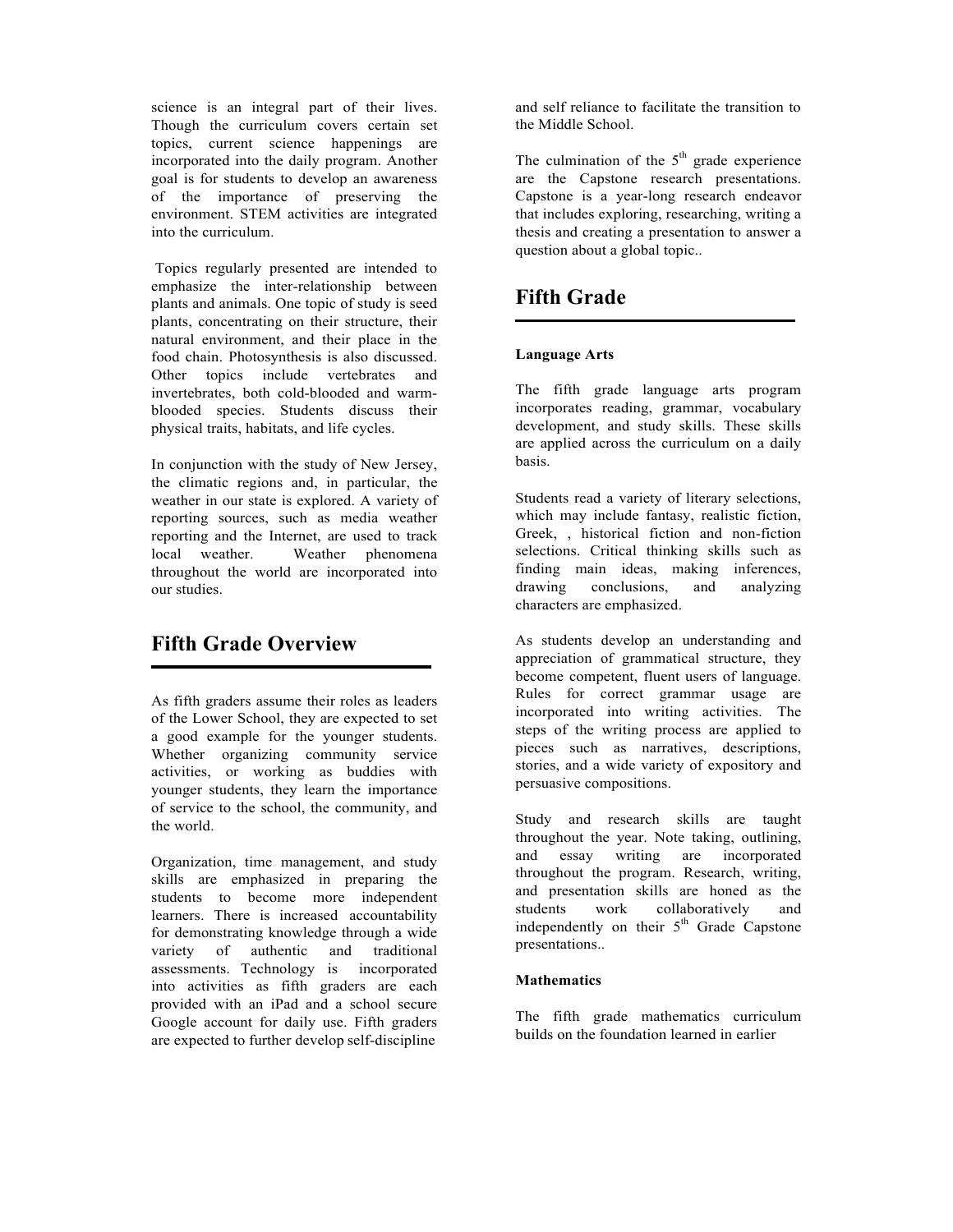science is an integral part of their lives. Though the curriculum covers certain set topics, current science happenings are incorporated into the daily program. Another goal is for students to develop an awareness of the importance of preserving the environment. STEM activities are integrated into the curriculum.

Topics regularly presented are intended to emphasize the inter-relationship between plants and animals. One topic of study is seed plants, concentrating on their structure, their natural environment, and their place in the food chain. Photosynthesis is also discussed. Other topics include vertebrates and invertebrates, both cold-blooded and warm-blooded species. Students discuss their physical traits, habitats, and life cycles.

In conjunction with the study of New Jersey, the climatic regions and, in particular, the weather in our state is explored. A variety of reporting sources, such as media weather reporting and the Internet, are used to track local weather. Weather phenomena throughout the world are incorporated into our studies.

## Fifth Grade Overview

As fifth graders assume their roles as leaders of the Lower School, they are expected to set a good example for the younger students. Whether organizing community service activities, or working as buddies with younger students, they learn the importance of service to the school, the community, and the world.

Organization, time management, and study skills are emphasized in preparing the students to become more independent learners. There is increased accountability for demonstrating knowledge through a wide variety of authentic and traditional assessments. Technology is incorporated into activities as fifth graders are each provided with an iPad and a school secure Google account for daily use. Fifth graders are expected to further develop self-discipline and self reliance to facilitate the transition to the Middle School.

The culmination of the 5th grade experience are the Capstone research presentations. Capstone is a year-long research endeavor that includes exploring, researching, writing a thesis and creating a presentation to answer a question about a global topic..

## Fifth Grade

### Language Arts

The fifth grade language arts program incorporates reading, grammar, vocabulary development, and study skills. These skills are applied across the curriculum on a daily basis.

Students read a variety of literary selections, which may include fantasy, realistic fiction, Greek, , historical fiction and non-fiction selections. Critical thinking skills such as finding main ideas, making inferences, drawing conclusions, and analyzing characters are emphasized.

As students develop an understanding and appreciation of grammatical structure, they become competent, fluent users of language. Rules for correct grammar usage are incorporated into writing activities. The steps of the writing process are applied to pieces such as narratives, descriptions, stories, and a wide variety of expository and persuasive compositions.

Study and research skills are taught throughout the year. Note taking, outlining, and essay writing are incorporated throughout the program. Research, writing, and presentation skills are honed as the students work collaboratively and independently on their 5th Grade Capstone presentations..

### Mathematics

The fifth grade mathematics curriculum builds on the foundation learned in earlier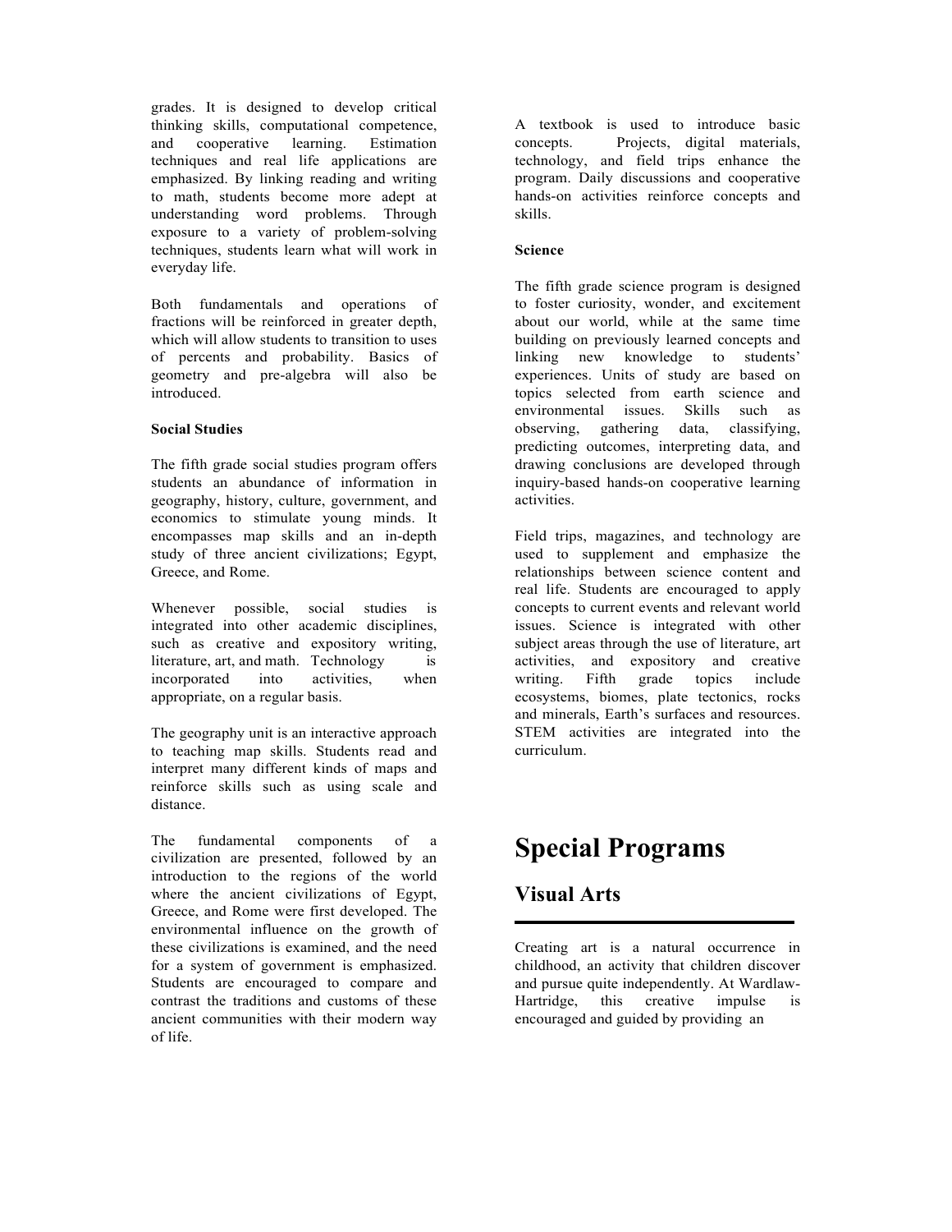grades. It is designed to develop critical thinking skills, computational competence, and cooperative learning. Estimation techniques and real life applications are emphasized. By linking reading and writing to math, students become more adept at understanding word problems. Through exposure to a variety of problem-solving techniques, students learn what will work in everyday life.

Both fundamentals and operations of fractions will be reinforced in greater depth, which will allow students to transition to uses of percents and probability. Basics of geometry and pre-algebra will also be introduced.

**Social Studies**

The fifth grade social studies program offers students an abundance of information in geography, history, culture, government, and economics to stimulate young minds. It encompasses map skills and an in-depth study of three ancient civilizations; Egypt, Greece, and Rome.

Whenever possible, social studies is integrated into other academic disciplines, such as creative and expository writing, literature, art, and math. Technology is incorporated into activities, when appropriate, on a regular basis.

The geography unit is an interactive approach to teaching map skills. Students read and interpret many different kinds of maps and reinforce skills such as using scale and distance.

The fundamental components of a civilization are presented, followed by an introduction to the regions of the world where the ancient civilizations of Egypt, Greece, and Rome were first developed. The environmental influence on the growth of these civilizations is examined, and the need for a system of government is emphasized. Students are encouraged to compare and contrast the traditions and customs of these ancient communities with their modern way of life.

A textbook is used to introduce basic concepts. Projects, digital materials, technology, and field trips enhance the program. Daily discussions and cooperative hands-on activities reinforce concepts and skills.

**Science**

The fifth grade science program is designed to foster curiosity, wonder, and excitement about our world, while at the same time building on previously learned concepts and linking new knowledge to students' experiences. Units of study are based on topics selected from earth science and environmental issues. Skills such as observing, gathering data, classifying, predicting outcomes, interpreting data, and drawing conclusions are developed through inquiry-based hands-on cooperative learning activities.

Field trips, magazines, and technology are used to supplement and emphasize the relationships between science content and real life. Students are encouraged to apply concepts to current events and relevant world issues. Science is integrated with other subject areas through the use of literature, art activities, and expository and creative writing. Fifth grade topics include ecosystems, biomes, plate tectonics, rocks and minerals, Earth's surfaces and resources. STEM activities are integrated into the curriculum.

# Special Programs

## Visual Arts

Creating art is a natural occurrence in childhood, an activity that children discover and pursue quite independently. At Wardlaw-Hartridge, this creative impulse is encouraged and guided by providing an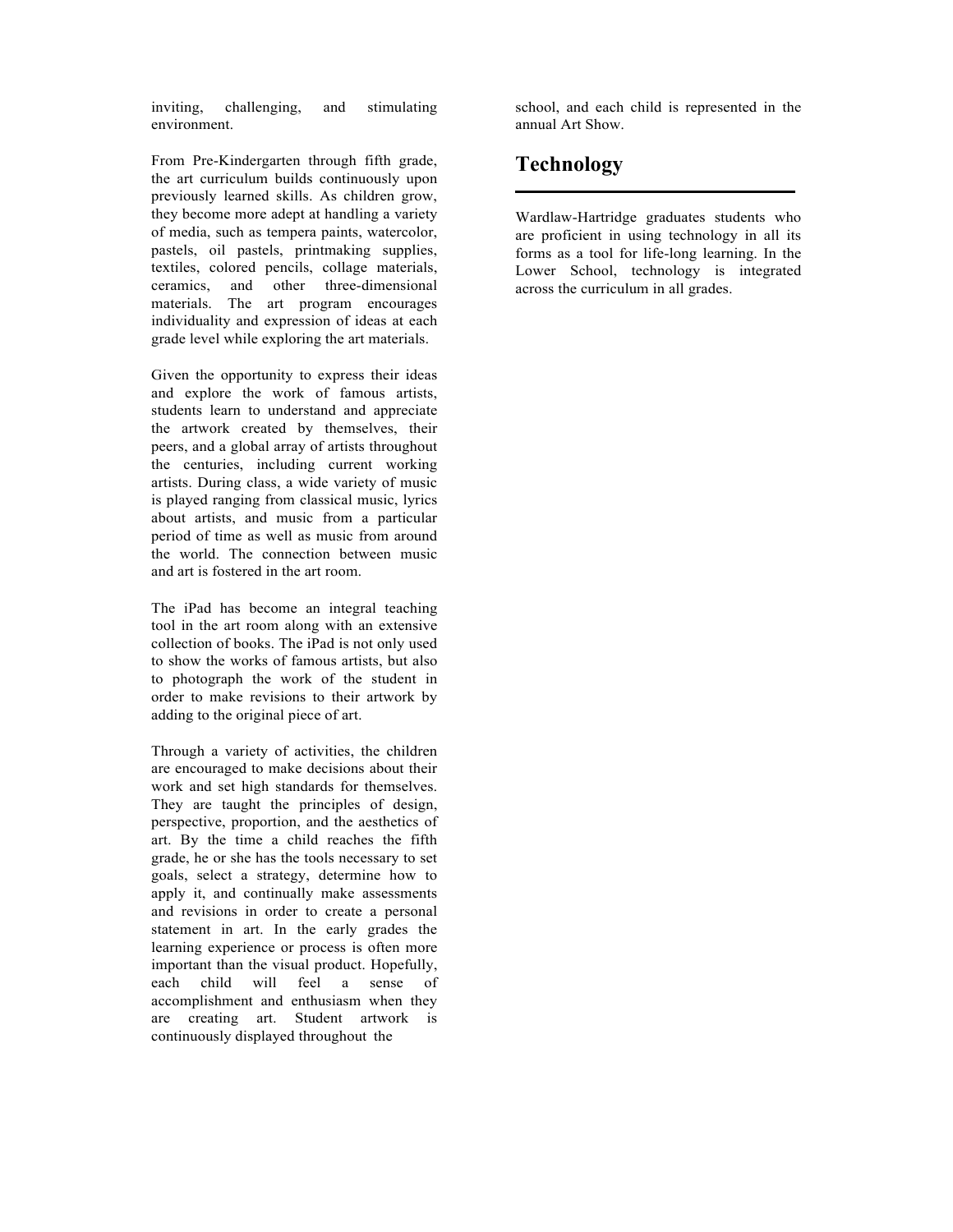inviting, challenging, and stimulating environment.

From Pre-Kindergarten through fifth grade, the art curriculum builds continuously upon previously learned skills. As children grow, they become more adept at handling a variety of media, such as tempera paints, watercolor, pastels, oil pastels, printmaking supplies, textiles, colored pencils, collage materials, ceramics, and other three-dimensional materials. The art program encourages individuality and expression of ideas at each grade level while exploring the art materials.

Given the opportunity to express their ideas and explore the work of famous artists, students learn to understand and appreciate the artwork created by themselves, their peers, and a global array of artists throughout the centuries, including current working artists. During class, a wide variety of music is played ranging from classical music, lyrics about artists, and music from a particular period of time as well as music from around the world. The connection between music and art is fostered in the art room.

The iPad has become an integral teaching tool in the art room along with an extensive collection of books. The iPad is not only used to show the works of famous artists, but also to photograph the work of the student in order to make revisions to their artwork by adding to the original piece of art.

Through a variety of activities, the children are encouraged to make decisions about their work and set high standards for themselves. They are taught the principles of design, perspective, proportion, and the aesthetics of art. By the time a child reaches the fifth grade, he or she has the tools necessary to set goals, select a strategy, determine how to apply it, and continually make assessments and revisions in order to create a personal statement in art. In the early grades the learning experience or process is often more important than the visual product. Hopefully, each child will feel a sense of accomplishment and enthusiasm when they are creating art. Student artwork is continuously displayed throughout the school, and each child is represented in the annual Art Show.

## Technology

Wardlaw-Hartridge graduates students who are proficient in using technology in all its forms as a tool for life-long learning. In the Lower School, technology is integrated across the curriculum in all grades.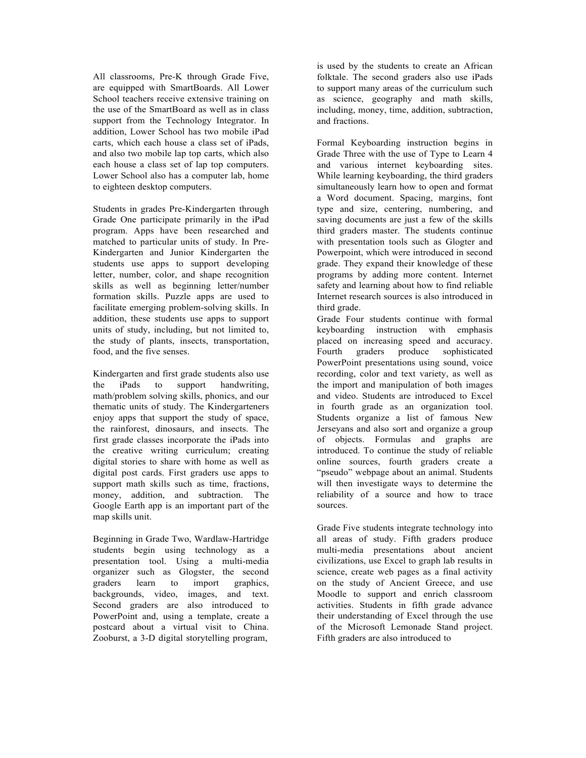All classrooms, Pre-K through Grade Five, are equipped with SmartBoards. All Lower School teachers receive extensive training on the use of the SmartBoard as well as in class support from the Technology Integrator. In addition, Lower School has two mobile iPad carts, which each house a class set of iPads, and also two mobile lap top carts, which also each house a class set of lap top computers. Lower School also has a computer lab, home to eighteen desktop computers.

Students in grades Pre-Kindergarten through Grade One participate primarily in the iPad program. Apps have been researched and matched to particular units of study. In Pre-Kindergarten and Junior Kindergarten the students use apps to support developing letter, number, color, and shape recognition skills as well as beginning letter/number formation skills. Puzzle apps are used to facilitate emerging problem-solving skills. In addition, these students use apps to support units of study, including, but not limited to, the study of plants, insects, transportation, food, and the five senses.

Kindergarten and first grade students also use the iPads to support handwriting, math/problem solving skills, phonics, and our thematic units of study. The Kindergarteners enjoy apps that support the study of space, the rainforest, dinosaurs, and insects. The first grade classes incorporate the iPads into the creative writing curriculum; creating digital stories to share with home as well as digital post cards. First graders use apps to support math skills such as time, fractions, money, addition, and subtraction. The Google Earth app is an important part of the map skills unit.

Beginning in Grade Two, Wardlaw-Hartridge students begin using technology as a presentation tool. Using a multi-media organizer such as Glogster, the second graders learn to import graphics, backgrounds, video, images, and text. Second graders are also introduced to PowerPoint and, using a template, create a postcard about a virtual visit to China. Zooburst, a 3-D digital storytelling program, is used by the students to create an African folktale. The second graders also use iPads to support many areas of the curriculum such as science, geography and math skills, including, money, time, addition, subtraction, and fractions.

Formal Keyboarding instruction begins in Grade Three with the use of Type to Learn 4 and various internet keyboarding sites. While learning keyboarding, the third graders simultaneously learn how to open and format a Word document. Spacing, margins, font type and size, centering, numbering, and saving documents are just a few of the skills third graders master. The students continue with presentation tools such as Glogter and Powerpoint, which were introduced in second grade. They expand their knowledge of these programs by adding more content. Internet safety and learning about how to find reliable Internet research sources is also introduced in third grade.

Grade Four students continue with formal keyboarding instruction with emphasis placed on increasing speed and accuracy. Fourth graders produce sophisticated PowerPoint presentations using sound, voice recording, color and text variety, as well as the import and manipulation of both images and video. Students are introduced to Excel in fourth grade as an organization tool. Students organize a list of famous New Jerseyans and also sort and organize a group of objects. Formulas and graphs are introduced. To continue the study of reliable online sources, fourth graders create a "pseudo" webpage about an animal. Students will then investigate ways to determine the reliability of a source and how to trace sources.

Grade Five students integrate technology into all areas of study. Fifth graders produce multi-media presentations about ancient civilizations, use Excel to graph lab results in science, create web pages as a final activity on the study of Ancient Greece, and use Moodle to support and enrich classroom activities. Students in fifth grade advance their understanding of Excel through the use of the Microsoft Lemonade Stand project. Fifth graders are also introduced to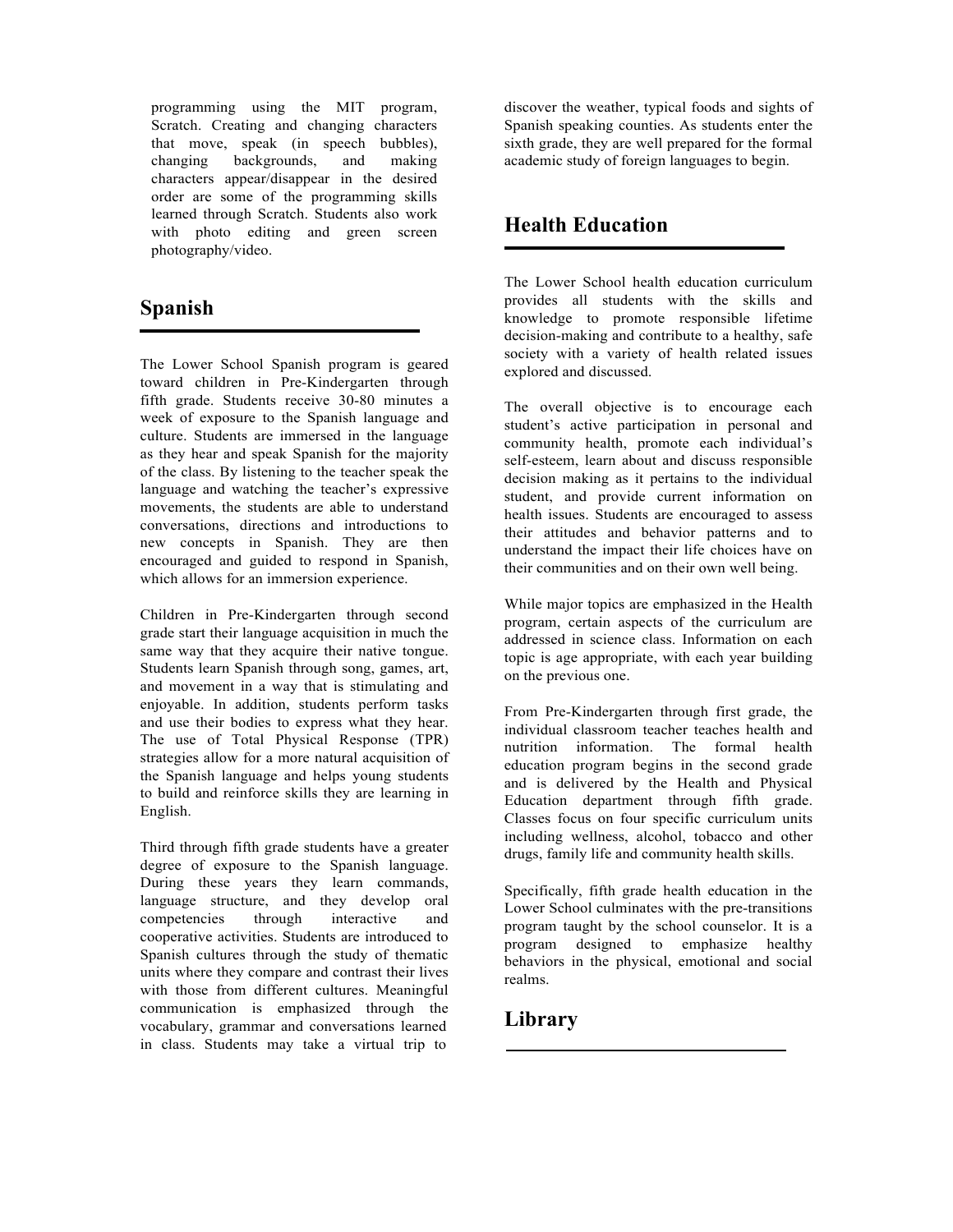programming using the MIT program, Scratch. Creating and changing characters that move, speak (in speech bubbles), changing backgrounds, and making characters appear/disappear in the desired order are some of the programming skills learned through Scratch. Students also work with photo editing and green screen photography/video.

## Spanish

The Lower School Spanish program is geared toward children in Pre-Kindergarten through fifth grade. Students receive 30-80 minutes a week of exposure to the Spanish language and culture. Students are immersed in the language as they hear and speak Spanish for the majority of the class. By listening to the teacher speak the language and watching the teacher's expressive movements, the students are able to understand conversations, directions and introductions to new concepts in Spanish. They are then encouraged and guided to respond in Spanish, which allows for an immersion experience.

Children in Pre-Kindergarten through second grade start their language acquisition in much the same way that they acquire their native tongue. Students learn Spanish through song, games, art, and movement in a way that is stimulating and enjoyable. In addition, students perform tasks and use their bodies to express what they hear. The use of Total Physical Response (TPR) strategies allow for a more natural acquisition of the Spanish language and helps young students to build and reinforce skills they are learning in English.

Third through fifth grade students have a greater degree of exposure to the Spanish language. During these years they learn commands, language structure, and they develop oral competencies through interactive and cooperative activities. Students are introduced to Spanish cultures through the study of thematic units where they compare and contrast their lives with those from different cultures. Meaningful communication is emphasized through the vocabulary, grammar and conversations learned in class. Students may take a virtual trip to discover the weather, typical foods and sights of Spanish speaking counties. As students enter the sixth grade, they are well prepared for the formal academic study of foreign languages to begin.

## Health Education

The Lower School health education curriculum provides all students with the skills and knowledge to promote responsible lifetime decision-making and contribute to a healthy, safe society with a variety of health related issues explored and discussed.

The overall objective is to encourage each student's active participation in personal and community health, promote each individual's self-esteem, learn about and discuss responsible decision making as it pertains to the individual student, and provide current information on health issues. Students are encouraged to assess their attitudes and behavior patterns and to understand the impact their life choices have on their communities and on their own well being.

While major topics are emphasized in the Health program, certain aspects of the curriculum are addressed in science class. Information on each topic is age appropriate, with each year building on the previous one.

From Pre-Kindergarten through first grade, the individual classroom teacher teaches health and nutrition information. The formal health education program begins in the second grade and is delivered by the Health and Physical Education department through fifth grade. Classes focus on four specific curriculum units including wellness, alcohol, tobacco and other drugs, family life and community health skills.

Specifically, fifth grade health education in the Lower School culminates with the pre-transitions program taught by the school counselor. It is a program designed to emphasize healthy behaviors in the physical, emotional and social realms.

## Library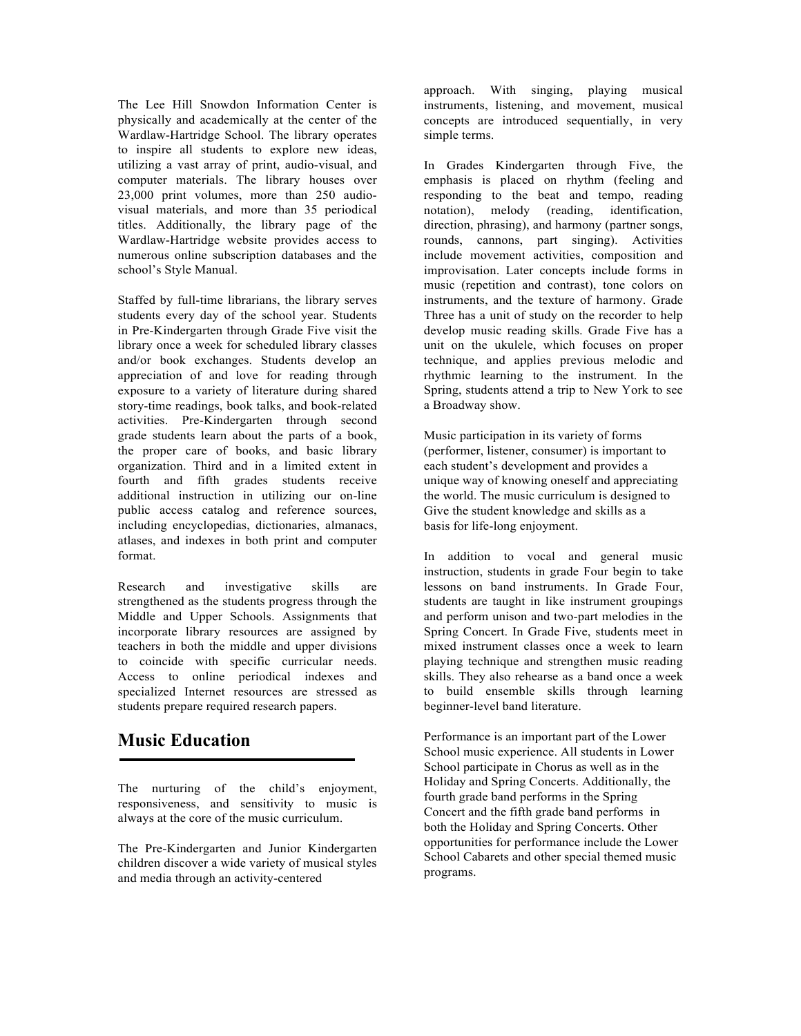The Lee Hill Snowdon Information Center is physically and academically at the center of the Wardlaw-Hartridge School. The library operates to inspire all students to explore new ideas, utilizing a vast array of print, audio-visual, and computer materials. The library houses over 23,000 print volumes, more than 250 audio-visual materials, and more than 35 periodical titles. Additionally, the library page of the Wardlaw-Hartridge website provides access to numerous online subscription databases and the school's Style Manual.

Staffed by full-time librarians, the library serves students every day of the school year. Students in Pre-Kindergarten through Grade Five visit the library once a week for scheduled library classes and/or book exchanges. Students develop an appreciation of and love for reading through exposure to a variety of literature during shared story-time readings, book talks, and book-related activities. Pre-Kindergarten through second grade students learn about the parts of a book, the proper care of books, and basic library organization. Third and in a limited extent in fourth and fifth grades students receive additional instruction in utilizing our on-line public access catalog and reference sources, including encyclopedias, dictionaries, almanacs, atlases, and indexes in both print and computer format.

Research and investigative skills are strengthened as the students progress through the Middle and Upper Schools. Assignments that incorporate library resources are assigned by teachers in both the middle and upper divisions to coincide with specific curricular needs. Access to online periodical indexes and specialized Internet resources are stressed as students prepare required research papers.

## Music Education

The nurturing of the child's enjoyment, responsiveness, and sensitivity to music is always at the core of the music curriculum.

The Pre-Kindergarten and Junior Kindergarten children discover a wide variety of musical styles and media through an activity-centered approach. With singing, playing musical instruments, listening, and movement, musical concepts are introduced sequentially, in very simple terms.

In Grades Kindergarten through Five, the emphasis is placed on rhythm (feeling and responding to the beat and tempo, reading notation), melody (reading, identification, direction, phrasing), and harmony (partner songs, rounds, cannons, part singing). Activities include movement activities, composition and improvisation. Later concepts include forms in music (repetition and contrast), tone colors on instruments, and the texture of harmony. Grade Three has a unit of study on the recorder to help develop music reading skills. Grade Five has a unit on the ukulele, which focuses on proper technique, and applies previous melodic and rhythmic learning to the instrument. In the Spring, students attend a trip to New York to see a Broadway show.

Music participation in its variety of forms (performer, listener, consumer) is important to each student's development and provides a unique way of knowing oneself and appreciating the world. The music curriculum is designed to Give the student knowledge and skills as a basis for life-long enjoyment.

In addition to vocal and general music instruction, students in grade Four begin to take lessons on band instruments. In Grade Four, students are taught in like instrument groupings and perform unison and two-part melodies in the Spring Concert. In Grade Five, students meet in mixed instrument classes once a week to learn playing technique and strengthen music reading skills. They also rehearse as a band once a week to build ensemble skills through learning beginner-level band literature.

Performance is an important part of the Lower School music experience. All students in Lower School participate in Chorus as well as in the Holiday and Spring Concerts. Additionally, the fourth grade band performs in the Spring Concert and the fifth grade band performs in both the Holiday and Spring Concerts. Other opportunities for performance include the Lower School Cabarets and other special themed music programs.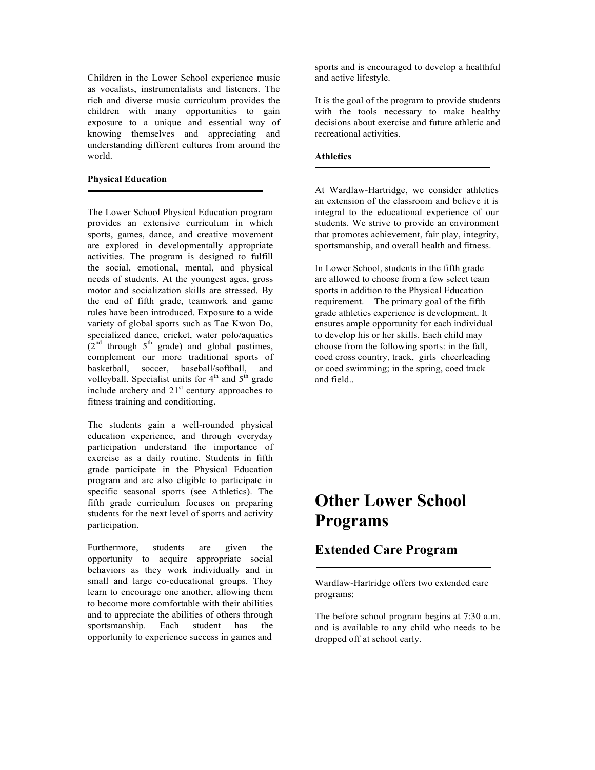Children in the Lower School experience music as vocalists, instrumentalists and listeners. The rich and diverse music curriculum provides the children with many opportunities to gain exposure to a unique and essential way of knowing themselves and appreciating and understanding different cultures from around the world.

### Physical Education

The Lower School Physical Education program provides an extensive curriculum in which sports, games, dance, and creative movement are explored in developmentally appropriate activities. The program is designed to fulfill the social, emotional, mental, and physical needs of students. At the youngest ages, gross motor and socialization skills are stressed. By the end of fifth grade, teamwork and game rules have been introduced. Exposure to a wide variety of global sports such as Tae Kwon Do, specialized dance, cricket, water polo/aquatics (2nd through 5th grade) and global pastimes, complement our more traditional sports of basketball, soccer, baseball/softball, and volleyball. Specialist units for 4th and 5th grade include archery and 21st century approaches to fitness training and conditioning.

The students gain a well-rounded physical education experience, and through everyday participation understand the importance of exercise as a daily routine. Students in fifth grade participate in the Physical Education program and are also eligible to participate in specific seasonal sports (see Athletics). The fifth grade curriculum focuses on preparing students for the next level of sports and activity participation.

Furthermore, students are given the opportunity to acquire appropriate social behaviors as they work individually and in small and large co-educational groups. They learn to encourage one another, allowing them to become more comfortable with their abilities and to appreciate the abilities of others through sportsmanship. Each student has the opportunity to experience success in games and sports and is encouraged to develop a healthful and active lifestyle.

It is the goal of the program to provide students with the tools necessary to make healthy decisions about exercise and future athletic and recreational activities.

### Athletics

At Wardlaw-Hartridge, we consider athletics an extension of the classroom and believe it is integral to the educational experience of our students. We strive to provide an environment that promotes achievement, fair play, integrity, sportsmanship, and overall health and fitness.

In Lower School, students in the fifth grade are allowed to choose from a few select team sports in addition to the Physical Education requirement. The primary goal of the fifth grade athletics experience is development. It ensures ample opportunity for each individual to develop his or her skills. Each child may choose from the following sports: in the fall, coed cross country, track, girls cheerleading or coed swimming; in the spring, coed track and field..

# Other Lower School Programs

## Extended Care Program

Wardlaw-Hartridge offers two extended care programs:

The before school program begins at 7:30 a.m. and is available to any child who needs to be dropped off at school early.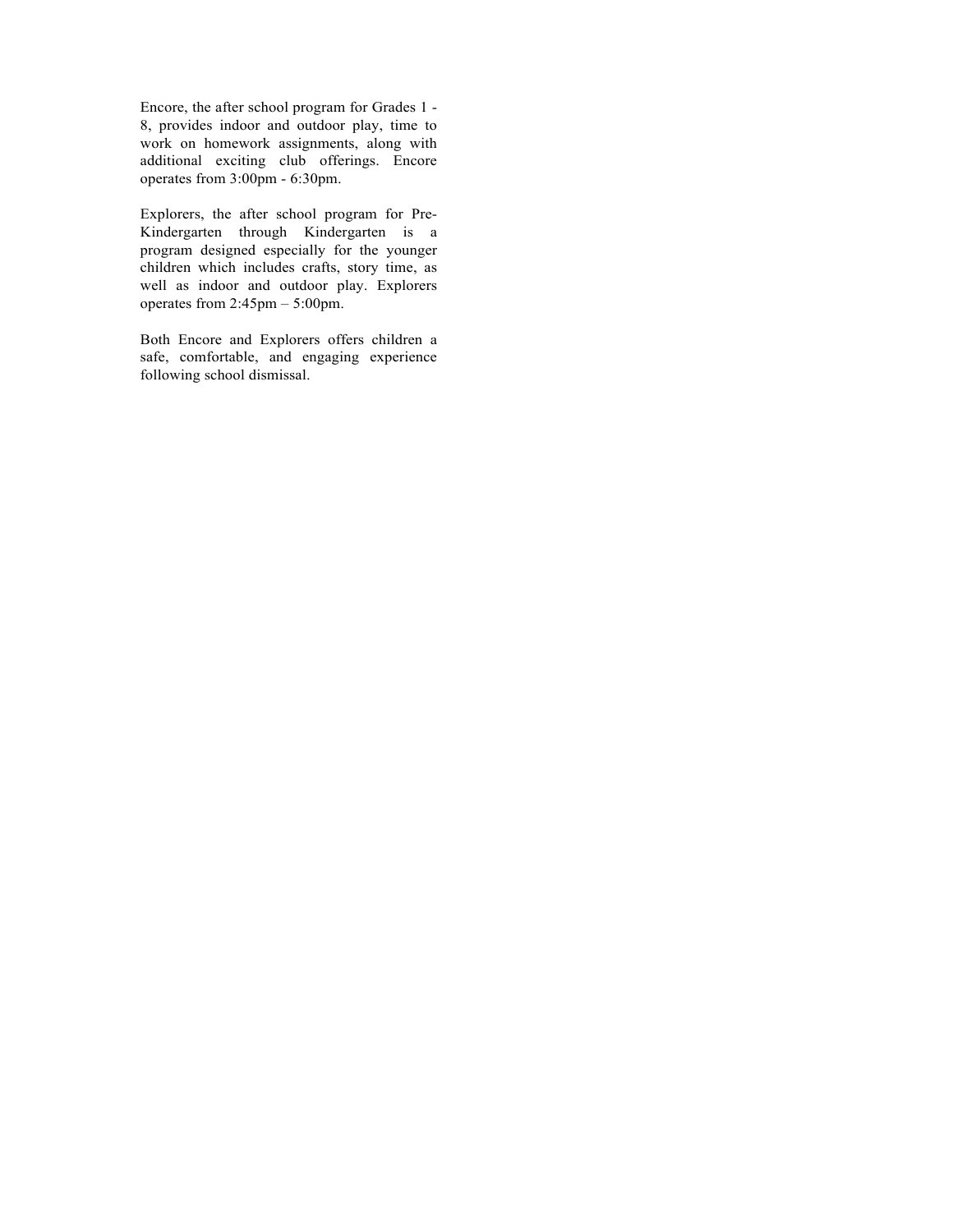Encore, the after school program for Grades 1 - 8, provides indoor and outdoor play, time to work on homework assignments, along with additional exciting club offerings. Encore operates from 3:00pm - 6:30pm.

Explorers, the after school program for Pre-Kindergarten through Kindergarten is a program designed especially for the younger children which includes crafts, story time, as well as indoor and outdoor play. Explorers operates from 2:45pm – 5:00pm.

Both Encore and Explorers offers children a safe, comfortable, and engaging experience following school dismissal.